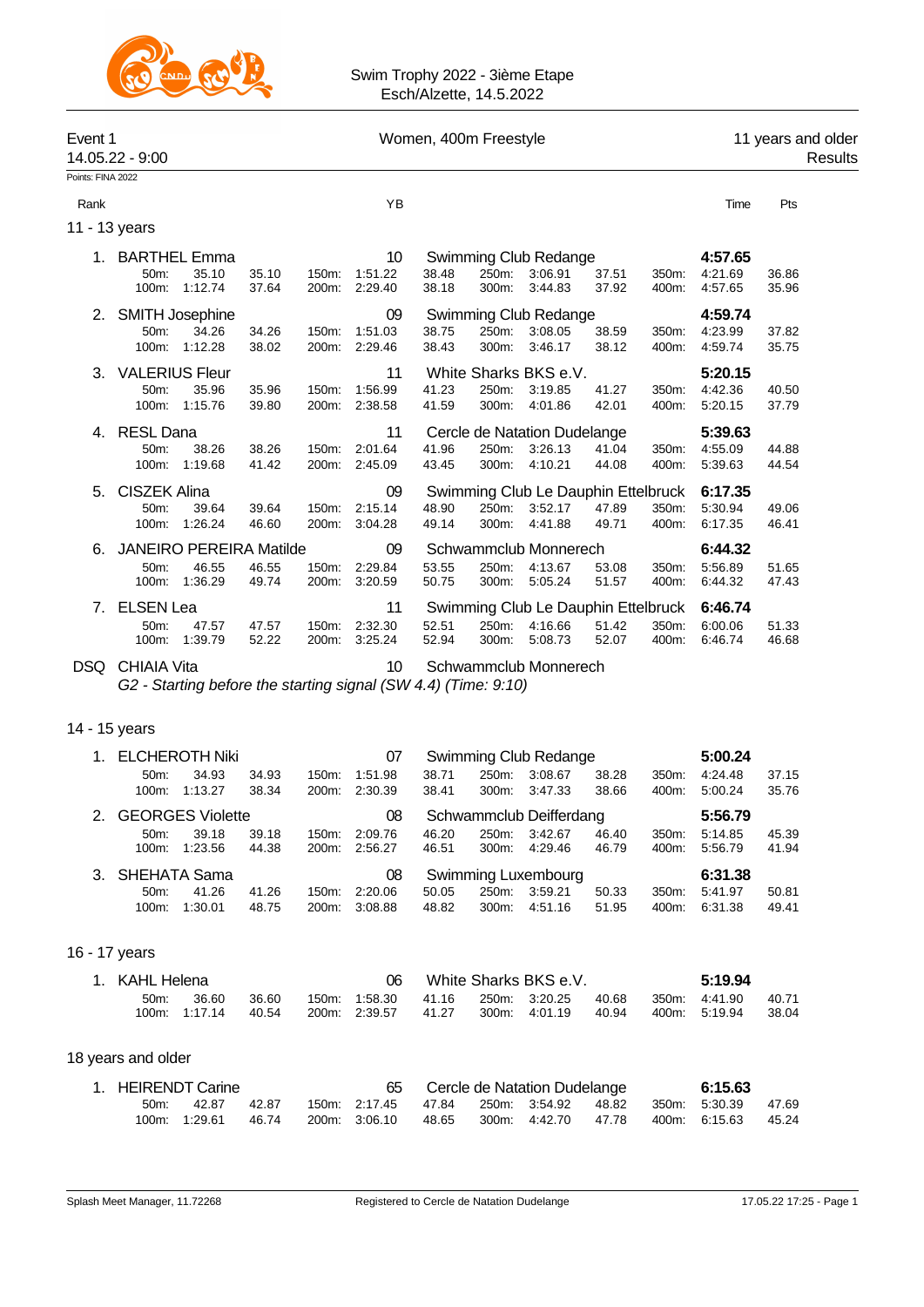Swim Trophy 2022 - 3ième Etape
Esch/Alzette, 14.5.2022

**Event 1** — Women, 400m Freestyle — 11 years and older
14.05.22 - 9:00 — Results

Points: FINA 2022

| Rank | Name | YB | Club | Time | Pts |
|---|---|---|---|---|---|

## 11 - 13 years

| Rank | Name | YB | Club | Time | Pts |
|---|---|---|---|---|---|
| 1. | BARTHEL Emma | 10 | Swimming Club Redange | 4:57.65 | |
| | 50m: 35.10 35.10 · 150m: 1:51.22 38.48 · 250m: 3:06.91 37.51 · 350m: 4:21.69 | | | | 36.86 |
| | 100m: 1:12.74 37.64 · 200m: 2:29.40 38.18 · 300m: 3:44.83 37.92 · 400m: 4:57.65 | | | | 35.96 |
| 2. | SMITH Josephine | 09 | Swimming Club Redange | 4:59.74 | |
| | 50m: 34.26 34.26 · 150m: 1:51.03 38.75 · 250m: 3:08.05 38.59 · 350m: 4:23.99 | | | | 37.82 |
| | 100m: 1:12.28 38.02 · 200m: 2:29.46 38.43 · 300m: 3:46.17 38.12 · 400m: 4:59.74 | | | | 35.75 |
| 3. | VALERIUS Fleur | 11 | White Sharks BKS e.V. | 5:20.15 | |
| | 50m: 35.96 35.96 · 150m: 1:56.99 41.23 · 250m: 3:19.85 41.27 · 350m: 4:42.36 | | | | 40.50 |
| | 100m: 1:15.76 39.80 · 200m: 2:38.58 41.59 · 300m: 4:01.86 42.01 · 400m: 5:20.15 | | | | 37.79 |
| 4. | RESL Dana | 11 | Cercle de Natation Dudelange | 5:39.63 | |
| | 50m: 38.26 38.26 · 150m: 2:01.64 41.96 · 250m: 3:26.13 41.04 · 350m: 4:55.09 | | | | 44.88 |
| | 100m: 1:19.68 41.42 · 200m: 2:45.09 43.45 · 300m: 4:10.21 44.08 · 400m: 5:39.63 | | | | 44.54 |
| 5. | CISZEK Alina | 09 | Swimming Club Le Dauphin Ettelbruck | 6:17.35 | |
| | 50m: 39.64 39.64 · 150m: 2:15.14 48.90 · 250m: 3:52.17 47.89 · 350m: 5:30.94 | | | | 49.06 |
| | 100m: 1:26.24 46.60 · 200m: 3:04.28 49.14 · 300m: 4:41.88 49.71 · 400m: 6:17.35 | | | | 46.41 |
| 6. | JANEIRO PEREIRA Matilde | 09 | Schwammclub Monnerech | 6:44.32 | |
| | 50m: 46.55 46.55 · 150m: 2:29.84 53.55 · 250m: 4:13.67 53.08 · 350m: 5:56.89 | | | | 51.65 |
| | 100m: 1:36.29 49.74 · 200m: 3:20.59 50.75 · 300m: 5:05.24 51.57 · 400m: 6:44.32 | | | | 47.43 |
| 7. | ELSEN Lea | 11 | Swimming Club Le Dauphin Ettelbruck | 6:46.74 | |
| | 50m: 47.57 47.57 · 150m: 2:32.30 52.51 · 250m: 4:16.66 51.42 · 350m: 6:00.06 | | | | 51.33 |
| | 100m: 1:39.79 52.22 · 200m: 3:25.24 52.94 · 300m: 5:08.73 52.07 · 400m: 6:46.74 | | | | 46.68 |
| DSQ | CHIAIA Vita | 10 | Schwammclub Monnerech | | |
| | *G2 - Starting before the starting signal (SW 4.4) (Time: 9:10)* | | | | |

## 14 - 15 years

| Rank | Name | YB | Club | Time | Pts |
|---|---|---|---|---|---|
| 1. | ELCHEROTH Niki | 07 | Swimming Club Redange | 5:00.24 | |
| | 50m: 34.93 34.93 · 150m: 1:51.98 38.71 · 250m: 3:08.67 38.28 · 350m: 4:24.48 | | | | 37.15 |
| | 100m: 1:13.27 38.34 · 200m: 2:30.39 38.41 · 300m: 3:47.33 38.66 · 400m: 5:00.24 | | | | 35.76 |
| 2. | GEORGES Violette | 08 | Schwammclub Deifferdang | 5:56.79 | |
| | 50m: 39.18 39.18 · 150m: 2:09.76 46.20 · 250m: 3:42.67 46.40 · 350m: 5:14.85 | | | | 45.39 |
| | 100m: 1:23.56 44.38 · 200m: 2:56.27 46.51 · 300m: 4:29.46 46.79 · 400m: 5:56.79 | | | | 41.94 |
| 3. | SHEHATA Sama | 08 | Swimming Luxembourg | 6:31.38 | |
| | 50m: 41.26 41.26 · 150m: 2:20.06 50.05 · 250m: 3:59.21 50.33 · 350m: 5:41.97 | | | | 50.81 |
| | 100m: 1:30.01 48.75 · 200m: 3:08.88 48.82 · 300m: 4:51.16 51.95 · 400m: 6:31.38 | | | | 49.41 |

## 16 - 17 years

| Rank | Name | YB | Club | Time | Pts |
|---|---|---|---|---|---|
| 1. | KAHL Helena | 06 | White Sharks BKS e.V. | 5:19.94 | |
| | 50m: 36.60 36.60 · 150m: 1:58.30 41.16 · 250m: 3:20.25 40.68 · 350m: 4:41.90 | | | | 40.71 |
| | 100m: 1:17.14 40.54 · 200m: 2:39.57 41.27 · 300m: 4:01.19 40.94 · 400m: 5:19.94 | | | | 38.04 |

## 18 years and older

| Rank | Name | YB | Club | Time | Pts |
|---|---|---|---|---|---|
| 1. | HEIRENDT Carine | 65 | Cercle de Natation Dudelange | 6:15.63 | |
| | 50m: 42.87 42.87 · 150m: 2:17.45 47.84 · 250m: 3:54.92 48.82 · 350m: 5:30.39 | | | | 47.69 |
| | 100m: 1:29.61 46.74 · 200m: 3:06.10 48.65 · 300m: 4:42.70 47.78 · 400m: 6:15.63 | | | | 45.24 |

Splash Meet Manager, 11.72268 — Registered to Cercle de Natation Dudelange — 17.05.22 17:25 - Page 1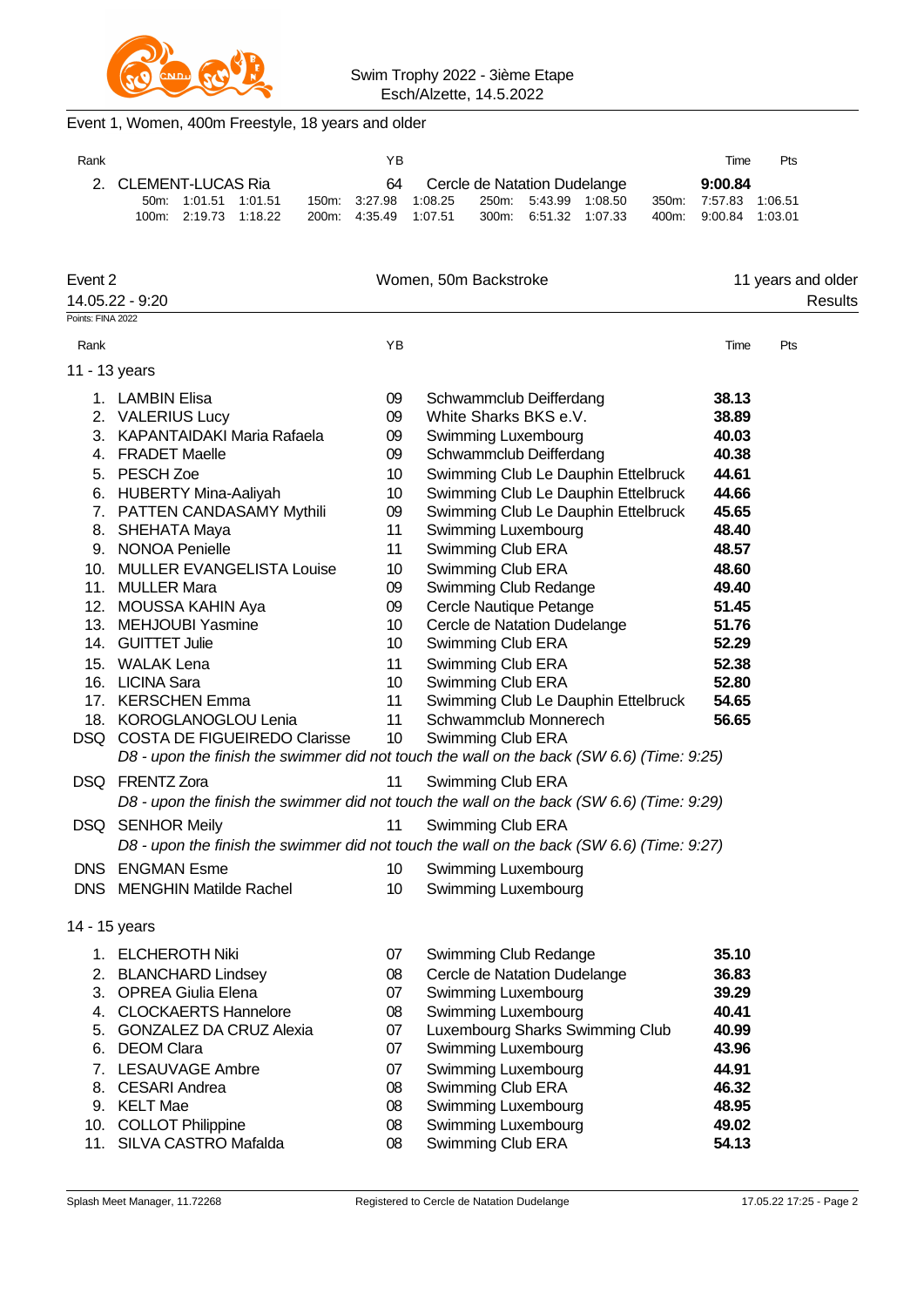Swim Trophy 2022 - 3ième Etape
Esch/Alzette, 14.5.2022

## Event 1, Women, 400m Freestyle, 18 years and older

| Rank | | YB | | Time | Pts |
|---|---|---|---|---|---|
| 2. | CLEMENT-LUCAS Ria | 64 | Cercle de Natation Dudelange | **9:00.84** | |

| | | | | | | | | | | | |
|---|---|---|---|---|---|---|---|---|---|---|---|
| 50m: | 1:01.51 | 1:01.51 | 150m: | 3:27.98 | 1:08.25 | 250m: | 5:43.99 | 1:08.50 | 350m: | 7:57.83 | 1:06.51 |
| 100m: | 2:19.73 | 1:18.22 | 200m: | 4:35.49 | 1:07.51 | 300m: | 6:51.32 | 1:07.33 | 400m: | 9:00.84 | 1:03.01 |

## Event 2 — Women, 50m Backstroke — 11 years and older

14.05.22 - 9:20 — Results

Points: FINA 2022

### 11 - 13 years

| Rank | | YB | | Time | Pts |
|---|---|---|---|---|---|
| 1. | LAMBIN Elisa | 09 | Schwammclub Deifferdang | **38.13** | |
| 2. | VALERIUS Lucy | 09 | White Sharks BKS e.V. | **38.89** | |
| 3. | KAPANTAIDAKI Maria Rafaela | 09 | Swimming Luxembourg | **40.03** | |
| 4. | FRADET Maelle | 09 | Schwammclub Deifferdang | **40.38** | |
| 5. | PESCH Zoe | 10 | Swimming Club Le Dauphin Ettelbruck | **44.61** | |
| 6. | HUBERTY Mina-Aaliyah | 10 | Swimming Club Le Dauphin Ettelbruck | **44.66** | |
| 7. | PATTEN CANDASAMY Mythili | 09 | Swimming Club Le Dauphin Ettelbruck | **45.65** | |
| 8. | SHEHATA Maya | 11 | Swimming Luxembourg | **48.40** | |
| 9. | NONOA Penielle | 11 | Swimming Club ERA | **48.57** | |
| 10. | MULLER EVANGELISTA Louise | 10 | Swimming Club ERA | **48.60** | |
| 11. | MULLER Mara | 09 | Swimming Club Redange | **49.40** | |
| 12. | MOUSSA KAHIN Aya | 09 | Cercle Nautique Petange | **51.45** | |
| 13. | MEHJOUBI Yasmine | 10 | Cercle de Natation Dudelange | **51.76** | |
| 14. | GUITTET Julie | 10 | Swimming Club ERA | **52.29** | |
| 15. | WALAK Lena | 11 | Swimming Club ERA | **52.38** | |
| 16. | LICINA Sara | 10 | Swimming Club ERA | **52.80** | |
| 17. | KERSCHEN Emma | 11 | Swimming Club Le Dauphin Ettelbruck | **54.65** | |
| 18. | KOROGLANOGLOU Lenia | 11 | Schwammclub Monnerech | **56.65** | |
| DSQ | COSTA DE FIGUEIREDO Clarisse | 10 | Swimming Club ERA | | |
| | *D8 - upon the finish the swimmer did not touch the wall on the back (SW 6.6) (Time: 9:25)* | | | | |
| DSQ | FRENTZ Zora | 11 | Swimming Club ERA | | |
| | *D8 - upon the finish the swimmer did not touch the wall on the back (SW 6.6) (Time: 9:29)* | | | | |
| DSQ | SENHOR Meily | 11 | Swimming Club ERA | | |
| | *D8 - upon the finish the swimmer did not touch the wall on the back (SW 6.6) (Time: 9:27)* | | | | |
| DNS | ENGMAN Esme | 10 | Swimming Luxembourg | | |
| DNS | MENGHIN Matilde Rachel | 10 | Swimming Luxembourg | | |

### 14 - 15 years

| Rank | | YB | | Time | Pts |
|---|---|---|---|---|---|
| 1. | ELCHEROTH Niki | 07 | Swimming Club Redange | **35.10** | |
| 2. | BLANCHARD Lindsey | 08 | Cercle de Natation Dudelange | **36.83** | |
| 3. | OPREA Giulia Elena | 07 | Swimming Luxembourg | **39.29** | |
| 4. | CLOCKAERTS Hannelore | 08 | Swimming Luxembourg | **40.41** | |
| 5. | GONZALEZ DA CRUZ Alexia | 07 | Luxembourg Sharks Swimming Club | **40.99** | |
| 6. | DEOM Clara | 07 | Swimming Luxembourg | **43.96** | |
| 7. | LESAUVAGE Ambre | 07 | Swimming Luxembourg | **44.91** | |
| 8. | CESARI Andrea | 08 | Swimming Club ERA | **46.32** | |
| 9. | KELT Mae | 08 | Swimming Luxembourg | **48.95** | |
| 10. | COLLOT Philippine | 08 | Swimming Luxembourg | **49.02** | |
| 11. | SILVA CASTRO Mafalda | 08 | Swimming Club ERA | **54.13** | |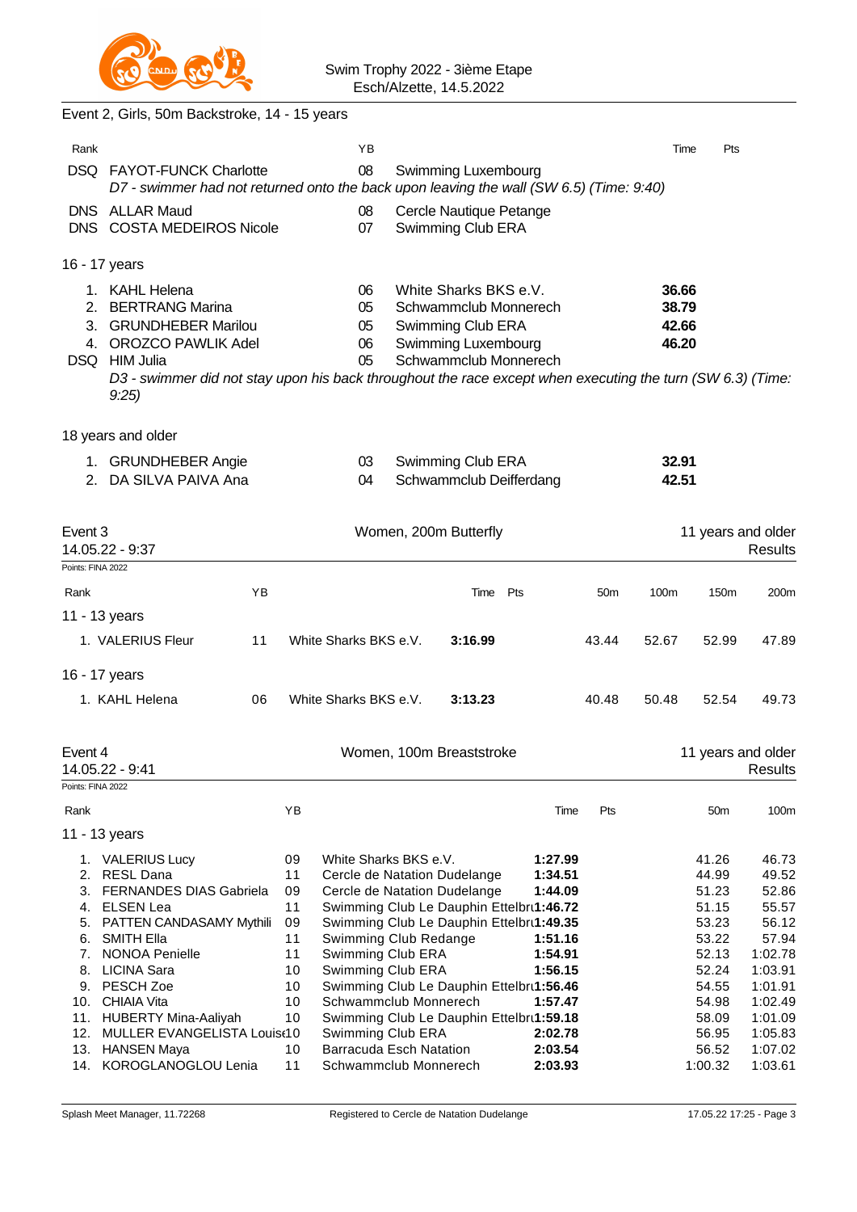Event 2, Girls, 50m Backstroke, 14 - 15 years

| Rank | | YB | | Time | Pts |
|---|---|---|---|---|---|
| DSQ | FAYOT-FUNCK Charlotte | 08 | Swimming Luxembourg | | |
| | *D7 - swimmer had not returned onto the back upon leaving the wall (SW 6.5) (Time: 9:40)* | | | | |
| DNS | ALLAR Maud | 08 | Cercle Nautique Petange | | |
| DNS | COSTA MEDEIROS Nicole | 07 | Swimming Club ERA | | |

16 - 17 years

| Rank | | YB | | Time | Pts |
|---|---|---|---|---|---|
| 1. | KAHL Helena | 06 | White Sharks BKS e.V. | **36.66** | |
| 2. | BERTRANG Marina | 05 | Schwammclub Monnerech | **38.79** | |
| 3. | GRUNDHEBER Marilou | 05 | Swimming Club ERA | **42.66** | |
| 4. | OROZCO PAWLIK Adel | 06 | Swimming Luxembourg | **46.20** | |
| DSQ | HIM Julia | 05 | Schwammclub Monnerech | | |
| | *D3 - swimmer did not stay upon his back throughout the race except when executing the turn (SW 6.3) (Time: 9:25)* | | | | |

18 years and older

| Rank | | YB | | Time | Pts |
|---|---|---|---|---|---|
| 1. | GRUNDHEBER Angie | 03 | Swimming Club ERA | **32.91** | |
| 2. | DA SILVA PAIVA Ana | 04 | Schwammclub Deifferdang | **42.51** | |

## Event 3 — Women, 200m Butterfly — 11 years and older

14.05.22 - 9:37 — Results

Points: FINA 2022

| Rank | | YB | | Time | Pts | 50m | 100m | 150m | 200m |
|---|---|---|---|---|---|---|---|---|---|
| **11 - 13 years** | | | | | | | | | |
| 1. | VALERIUS Fleur | 11 | White Sharks BKS e.V. | **3:16.99** | | 43.44 | 52.67 | 52.99 | 47.89 |
| **16 - 17 years** | | | | | | | | | |
| 1. | KAHL Helena | 06 | White Sharks BKS e.V. | **3:13.23** | | 40.48 | 50.48 | 52.54 | 49.73 |

## Event 4 — Women, 100m Breaststroke — 11 years and older

14.05.22 - 9:41 — Results

Points: FINA 2022

| Rank | | YB | | Time | Pts | 50m | 100m |
|---|---|---|---|---|---|---|---|
| **11 - 13 years** | | | | | | | |
| 1. | VALERIUS Lucy | 09 | White Sharks BKS e.V. | **1:27.99** | | 41.26 | 46.73 |
| 2. | RESL Dana | 11 | Cercle de Natation Dudelange | **1:34.51** | | 44.99 | 49.52 |
| 3. | FERNANDES DIAS Gabriela | 09 | Cercle de Natation Dudelange | **1:44.09** | | 51.23 | 52.86 |
| 4. | ELSEN Lea | 11 | Swimming Club Le Dauphin Ettelbru | **1:46.72** | | 51.15 | 55.57 |
| 5. | PATTEN CANDASAMY Mythili | 09 | Swimming Club Le Dauphin Ettelbru | **1:49.35** | | 53.23 | 56.12 |
| 6. | SMITH Ella | 11 | Swimming Club Redange | **1:51.16** | | 53.22 | 57.94 |
| 7. | NONOA Penielle | 11 | Swimming Club ERA | **1:54.91** | | 52.13 | 1:02.78 |
| 8. | LICINA Sara | 10 | Swimming Club ERA | **1:56.15** | | 52.24 | 1:03.91 |
| 9. | PESCH Zoe | 10 | Swimming Club Le Dauphin Ettelbru | **1:56.46** | | 54.55 | 1:01.91 |
| 10. | CHIAIA Vita | 10 | Schwammclub Monnerech | **1:57.47** | | 54.98 | 1:02.49 |
| 11. | HUBERTY Mina-Aaliyah | 10 | Swimming Club Le Dauphin Ettelbru | **1:59.18** | | 58.09 | 1:01.09 |
| 12. | MULLER EVANGELISTA Louise | 10 | Swimming Club ERA | **2:02.78** | | 56.95 | 1:05.83 |
| 13. | HANSEN Maya | 10 | Barracuda Esch Natation | **2:03.54** | | 56.52 | 1:07.02 |
| 14. | KOROGLANOGLOU Lenia | 11 | Schwammclub Monnerech | **2:03.93** | | 1:00.32 | 1:03.61 |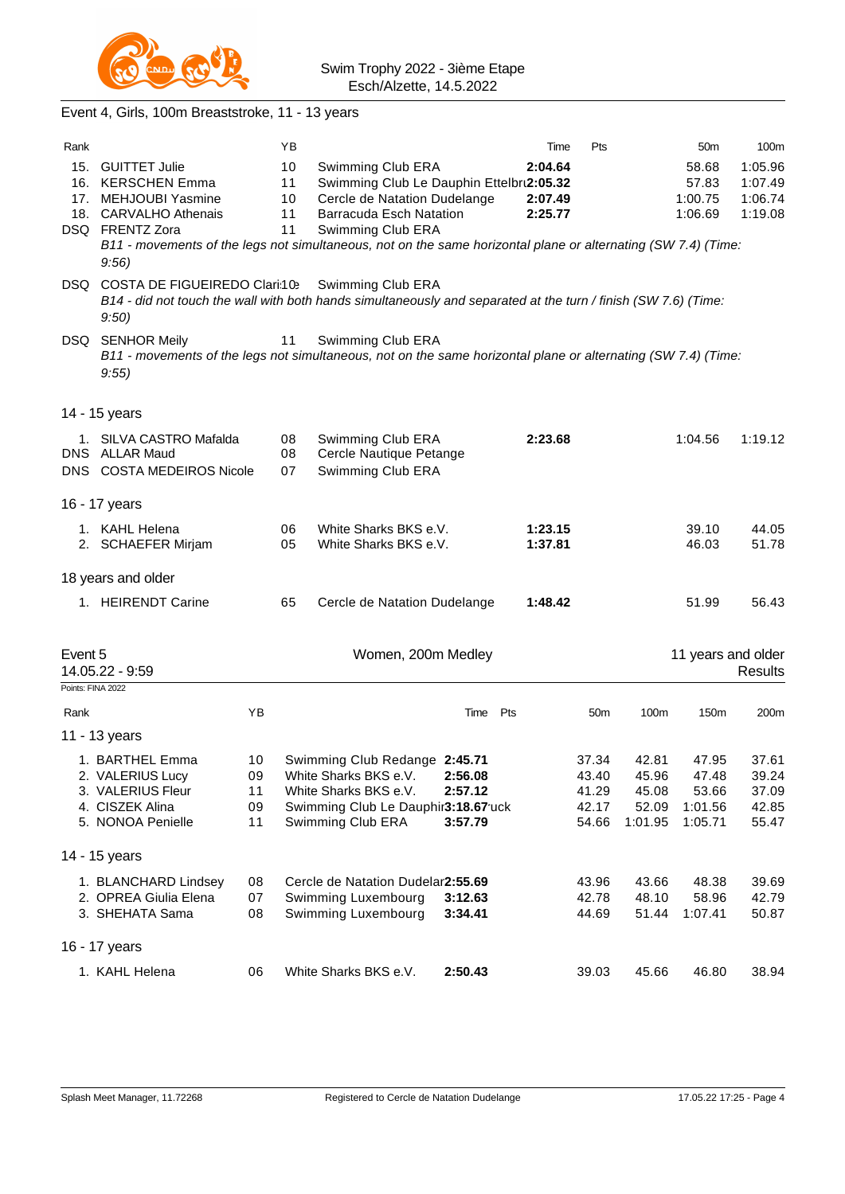Swim Trophy 2022 - 3ième Etape
Esch/Alzette, 14.5.2022

## Event 4, Girls, 100m Breaststroke, 11 - 13 years

| Rank | | YB | | Time | Pts | 50m | 100m |
|---|---|---|---|---|---|---|---|
| 15. | GUITTET Julie | 10 | Swimming Club ERA | **2:04.64** | | 58.68 | 1:05.96 |
| 16. | KERSCHEN Emma | 11 | Swimming Club Le Dauphin Ettelbr | **2:05.32** | | 57.83 | 1:07.49 |
| 17. | MEHJOUBI Yasmine | 10 | Cercle de Natation Dudelange | **2:07.49** | | 1:00.75 | 1:06.74 |
| 18. | CARVALHO Athenais | 11 | Barracuda Esch Natation | **2:25.77** | | 1:06.69 | 1:19.08 |
| DSQ | FRENTZ Zora | 11 | Swimming Club ERA | | | | |
| | *B11 - movements of the legs not simultaneous, not on the same horizontal plane or alternating (SW 7.4) (Time: 9:56)* | | | | | | |
| DSQ | COSTA DE FIGUEIREDO Clari | 10 | Swimming Club ERA | | | | |
| | *B14 - did not touch the wall with both hands simultaneously and separated at the turn / finish (SW 7.6) (Time: 9:50)* | | | | | | |
| DSQ | SENHOR Meily | 11 | Swimming Club ERA | | | | |
| | *B11 - movements of the legs not simultaneous, not on the same horizontal plane or alternating (SW 7.4) (Time: 9:55)* | | | | | | |

### 14 - 15 years

| Rank | | YB | | Time | Pts | 50m | 100m |
|---|---|---|---|---|---|---|---|
| 1. | SILVA CASTRO Mafalda | 08 | Swimming Club ERA | **2:23.68** | | 1:04.56 | 1:19.12 |
| DNS | ALLAR Maud | 08 | Cercle Nautique Petange | | | | |
| DNS | COSTA MEDEIROS Nicole | 07 | Swimming Club ERA | | | | |

### 16 - 17 years

| Rank | | YB | | Time | Pts | 50m | 100m |
|---|---|---|---|---|---|---|---|
| 1. | KAHL Helena | 06 | White Sharks BKS e.V. | **1:23.15** | | 39.10 | 44.05 |
| 2. | SCHAEFER Mirjam | 05 | White Sharks BKS e.V. | **1:37.81** | | 46.03 | 51.78 |

### 18 years and older

| Rank | | YB | | Time | Pts | 50m | 100m |
|---|---|---|---|---|---|---|---|
| 1. | HEIRENDT Carine | 65 | Cercle de Natation Dudelange | **1:48.42** | | 51.99 | 56.43 |

## Event 5 — Women, 200m Medley — 11 years and older

14.05.22 - 9:59 — Results

Points: FINA 2022

### 11 - 13 years

| Rank | | YB | | Time | Pts | 50m | 100m | 150m | 200m |
|---|---|---|---|---|---|---|---|---|---|
| 1. | BARTHEL Emma | 10 | Swimming Club Redange | **2:45.71** | | 37.34 | 42.81 | 47.95 | 37.61 |
| 2. | VALERIUS Lucy | 09 | White Sharks BKS e.V. | **2:56.08** | | 43.40 | 45.96 | 47.48 | 39.24 |
| 3. | VALERIUS Fleur | 11 | White Sharks BKS e.V. | **2:57.12** | | 41.29 | 45.08 | 53.66 | 37.09 |
| 4. | CISZEK Alina | 09 | Swimming Club Le Dauphin Ettelbruck | **3:18.67** | | 42.17 | 52.09 | 1:01.56 | 42.85 |
| 5. | NONOA Penielle | 11 | Swimming Club ERA | **3:57.79** | | 54.66 | 1:01.95 | 1:05.71 | 55.47 |

### 14 - 15 years

| Rank | | YB | | Time | Pts | 50m | 100m | 150m | 200m |
|---|---|---|---|---|---|---|---|---|---|
| 1. | BLANCHARD Lindsey | 08 | Cercle de Natation Dudelar | **2:55.69** | | 43.96 | 43.66 | 48.38 | 39.69 |
| 2. | OPREA Giulia Elena | 07 | Swimming Luxembourg | **3:12.63** | | 42.78 | 48.10 | 58.96 | 42.79 |
| 3. | SHEHATA Sama | 08 | Swimming Luxembourg | **3:34.41** | | 44.69 | 51.44 | 1:07.41 | 50.87 |

### 16 - 17 years

| Rank | | YB | | Time | Pts | 50m | 100m | 150m | 200m |
|---|---|---|---|---|---|---|---|---|---|
| 1. | KAHL Helena | 06 | White Sharks BKS e.V. | **2:50.43** | | 39.03 | 45.66 | 46.80 | 38.94 |

Splash Meet Manager, 11.72268 — Registered to Cercle de Natation Dudelange — 17.05.22 17:25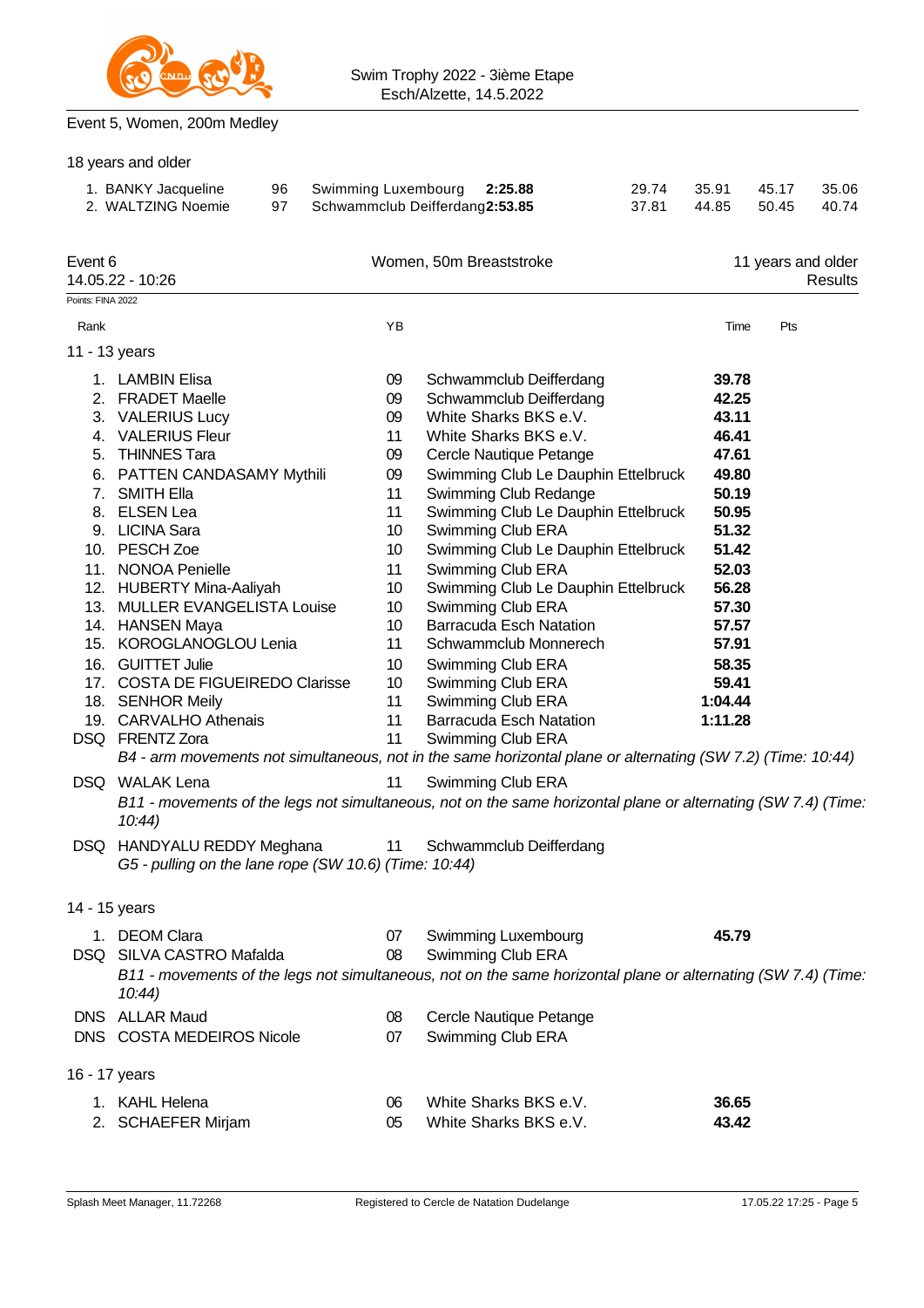Swim Trophy 2022 - 3ième Etape
Esch/Alzette, 14.5.2022

## Event 5, Women, 200m Medley

18 years and older

| Rank | Name | YB | Club | Time | 50m | 100m | 150m | 200m |
|---|---|---|---|---|---|---|---|---|
| 1. | BANKY Jacqueline | 96 | Swimming Luxembourg | **2:25.88** | 29.74 | 35.91 | 45.17 | 35.06 |
| 2. | WALTZING Noemie | 97 | Schwammclub Deifferdang | **2:53.85** | 37.81 | 44.85 | 50.45 | 40.74 |

## Event 6 — Women, 50m Breaststroke — 11 years and older

14.05.22 - 10:26 — Results

Points: FINA 2022

### 11 - 13 years

| Rank | Name | YB | Club | Time | Pts |
|---|---|---|---|---|---|
| 1. | LAMBIN Elisa | 09 | Schwammclub Deifferdang | **39.78** | |
| 2. | FRADET Maelle | 09 | Schwammclub Deifferdang | **42.25** | |
| 3. | VALERIUS Lucy | 09 | White Sharks BKS e.V. | **43.11** | |
| 4. | VALERIUS Fleur | 11 | White Sharks BKS e.V. | **46.41** | |
| 5. | THINNES Tara | 09 | Cercle Nautique Petange | **47.61** | |
| 6. | PATTEN CANDASAMY Mythili | 09 | Swimming Club Le Dauphin Ettelbruck | **49.80** | |
| 7. | SMITH Ella | 11 | Swimming Club Redange | **50.19** | |
| 8. | ELSEN Lea | 11 | Swimming Club Le Dauphin Ettelbruck | **50.95** | |
| 9. | LICINA Sara | 10 | Swimming Club ERA | **51.32** | |
| 10. | PESCH Zoe | 10 | Swimming Club Le Dauphin Ettelbruck | **51.42** | |
| 11. | NONOA Penielle | 11 | Swimming Club ERA | **52.03** | |
| 12. | HUBERTY Mina-Aaliyah | 10 | Swimming Club Le Dauphin Ettelbruck | **56.28** | |
| 13. | MULLER EVANGELISTA Louise | 10 | Swimming Club ERA | **57.30** | |
| 14. | HANSEN Maya | 10 | Barracuda Esch Natation | **57.57** | |
| 15. | KOROGLANOGLOU Lenia | 11 | Schwammclub Monnerech | **57.91** | |
| 16. | GUITTET Julie | 10 | Swimming Club ERA | **58.35** | |
| 17. | COSTA DE FIGUEIREDO Clarisse | 10 | Swimming Club ERA | **59.41** | |
| 18. | SENHOR Meily | 11 | Swimming Club ERA | **1:04.44** | |
| 19. | CARVALHO Athenais | 11 | Barracuda Esch Natation | **1:11.28** | |
| DSQ | FRENTZ Zora | 11 | Swimming Club ERA | | |
| | *B4 - arm movements not simultaneous, not in the same horizontal plane or alternating (SW 7.2) (Time: 10:44)* | | | | |
| DSQ | WALAK Lena | 11 | Swimming Club ERA | | |
| | *B11 - movements of the legs not simultaneous, not on the same horizontal plane or alternating (SW 7.4) (Time: 10:44)* | | | | |
| DSQ | HANDYALU REDDY Meghana | 11 | Schwammclub Deifferdang | | |
| | *G5 - pulling on the lane rope (SW 10.6) (Time: 10:44)* | | | | |

### 14 - 15 years

| Rank | Name | YB | Club | Time | Pts |
|---|---|---|---|---|---|
| 1. | DEOM Clara | 07 | Swimming Luxembourg | **45.79** | |
| DSQ | SILVA CASTRO Mafalda | 08 | Swimming Club ERA | | |
| | *B11 - movements of the legs not simultaneous, not on the same horizontal plane or alternating (SW 7.4) (Time: 10:44)* | | | | |
| DNS | ALLAR Maud | 08 | Cercle Nautique Petange | | |
| DNS | COSTA MEDEIROS Nicole | 07 | Swimming Club ERA | | |

### 16 - 17 years

| Rank | Name | YB | Club | Time | Pts |
|---|---|---|---|---|---|
| 1. | KAHL Helena | 06 | White Sharks BKS e.V. | **36.65** | |
| 2. | SCHAEFER Mirjam | 05 | White Sharks BKS e.V. | **43.42** | |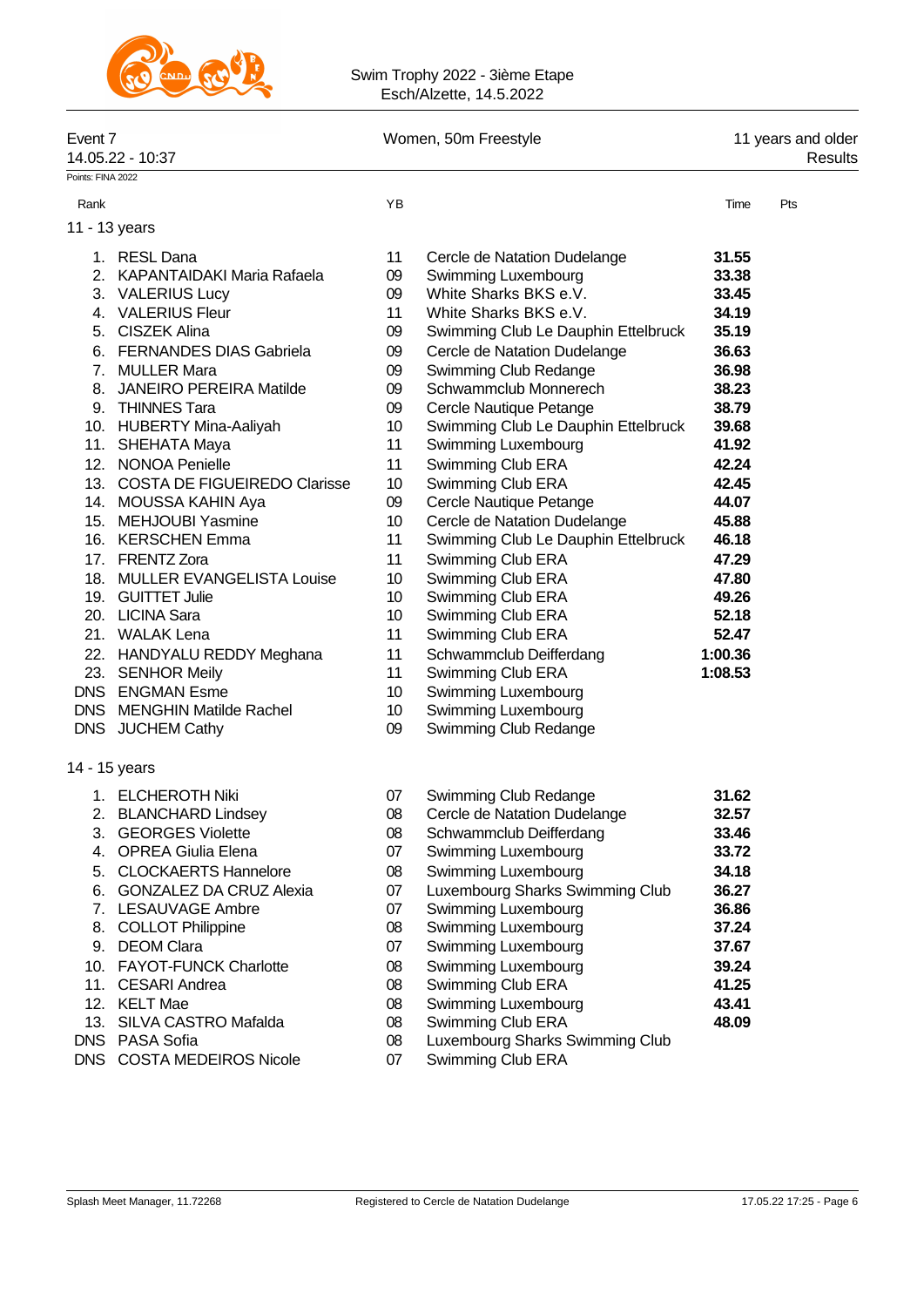Swim Trophy 2022 - 3ième Etape
Esch/Alzette, 14.5.2022

Event 7 — Women, 50m Freestyle — 11 years and older
14.05.22 - 10:37 — Results

Points: FINA 2022

### 11 - 13 years

| Rank | Name | YB | Club | Time | Pts |
|---|---|---|---|---|---|
| 1. | RESL Dana | 11 | Cercle de Natation Dudelange | **31.55** | |
| 2. | KAPANTAIDAKI Maria Rafaela | 09 | Swimming Luxembourg | **33.38** | |
| 3. | VALERIUS Lucy | 09 | White Sharks BKS e.V. | **33.45** | |
| 4. | VALERIUS Fleur | 11 | White Sharks BKS e.V. | **34.19** | |
| 5. | CISZEK Alina | 09 | Swimming Club Le Dauphin Ettelbruck | **35.19** | |
| 6. | FERNANDES DIAS Gabriela | 09 | Cercle de Natation Dudelange | **36.63** | |
| 7. | MULLER Mara | 09 | Swimming Club Redange | **36.98** | |
| 8. | JANEIRO PEREIRA Matilde | 09 | Schwammclub Monnerech | **38.23** | |
| 9. | THINNES Tara | 09 | Cercle Nautique Petange | **38.79** | |
| 10. | HUBERTY Mina-Aaliyah | 10 | Swimming Club Le Dauphin Ettelbruck | **39.68** | |
| 11. | SHEHATA Maya | 11 | Swimming Luxembourg | **41.92** | |
| 12. | NONOA Penielle | 11 | Swimming Club ERA | **42.24** | |
| 13. | COSTA DE FIGUEIREDO Clarisse | 10 | Swimming Club ERA | **42.45** | |
| 14. | MOUSSA KAHIN Aya | 09 | Cercle Nautique Petange | **44.07** | |
| 15. | MEHJOUBI Yasmine | 10 | Cercle de Natation Dudelange | **45.88** | |
| 16. | KERSCHEN Emma | 11 | Swimming Club Le Dauphin Ettelbruck | **46.18** | |
| 17. | FRENTZ Zora | 11 | Swimming Club ERA | **47.29** | |
| 18. | MULLER EVANGELISTA Louise | 10 | Swimming Club ERA | **47.80** | |
| 19. | GUITTET Julie | 10 | Swimming Club ERA | **49.26** | |
| 20. | LICINA Sara | 10 | Swimming Club ERA | **52.18** | |
| 21. | WALAK Lena | 11 | Swimming Club ERA | **52.47** | |
| 22. | HANDYALU REDDY Meghana | 11 | Schwammclub Deifferdang | **1:00.36** | |
| 23. | SENHOR Meily | 11 | Swimming Club ERA | **1:08.53** | |
| DNS | ENGMAN Esme | 10 | Swimming Luxembourg | | |
| DNS | MENGHIN Matilde Rachel | 10 | Swimming Luxembourg | | |
| DNS | JUCHEM Cathy | 09 | Swimming Club Redange | | |

### 14 - 15 years

| Rank | Name | YB | Club | Time | Pts |
|---|---|---|---|---|---|
| 1. | ELCHEROTH Niki | 07 | Swimming Club Redange | **31.62** | |
| 2. | BLANCHARD Lindsey | 08 | Cercle de Natation Dudelange | **32.57** | |
| 3. | GEORGES Violette | 08 | Schwammclub Deifferdang | **33.46** | |
| 4. | OPREA Giulia Elena | 07 | Swimming Luxembourg | **33.72** | |
| 5. | CLOCKAERTS Hannelore | 08 | Swimming Luxembourg | **34.18** | |
| 6. | GONZALEZ DA CRUZ Alexia | 07 | Luxembourg Sharks Swimming Club | **36.27** | |
| 7. | LESAUVAGE Ambre | 07 | Swimming Luxembourg | **36.86** | |
| 8. | COLLOT Philippine | 08 | Swimming Luxembourg | **37.24** | |
| 9. | DEOM Clara | 07 | Swimming Luxembourg | **37.67** | |
| 10. | FAYOT-FUNCK Charlotte | 08 | Swimming Luxembourg | **39.24** | |
| 11. | CESARI Andrea | 08 | Swimming Club ERA | **41.25** | |
| 12. | KELT Mae | 08 | Swimming Luxembourg | **43.41** | |
| 13. | SILVA CASTRO Mafalda | 08 | Swimming Club ERA | **48.09** | |
| DNS | PASA Sofia | 08 | Luxembourg Sharks Swimming Club | | |
| DNS | COSTA MEDEIROS Nicole | 07 | Swimming Club ERA | | |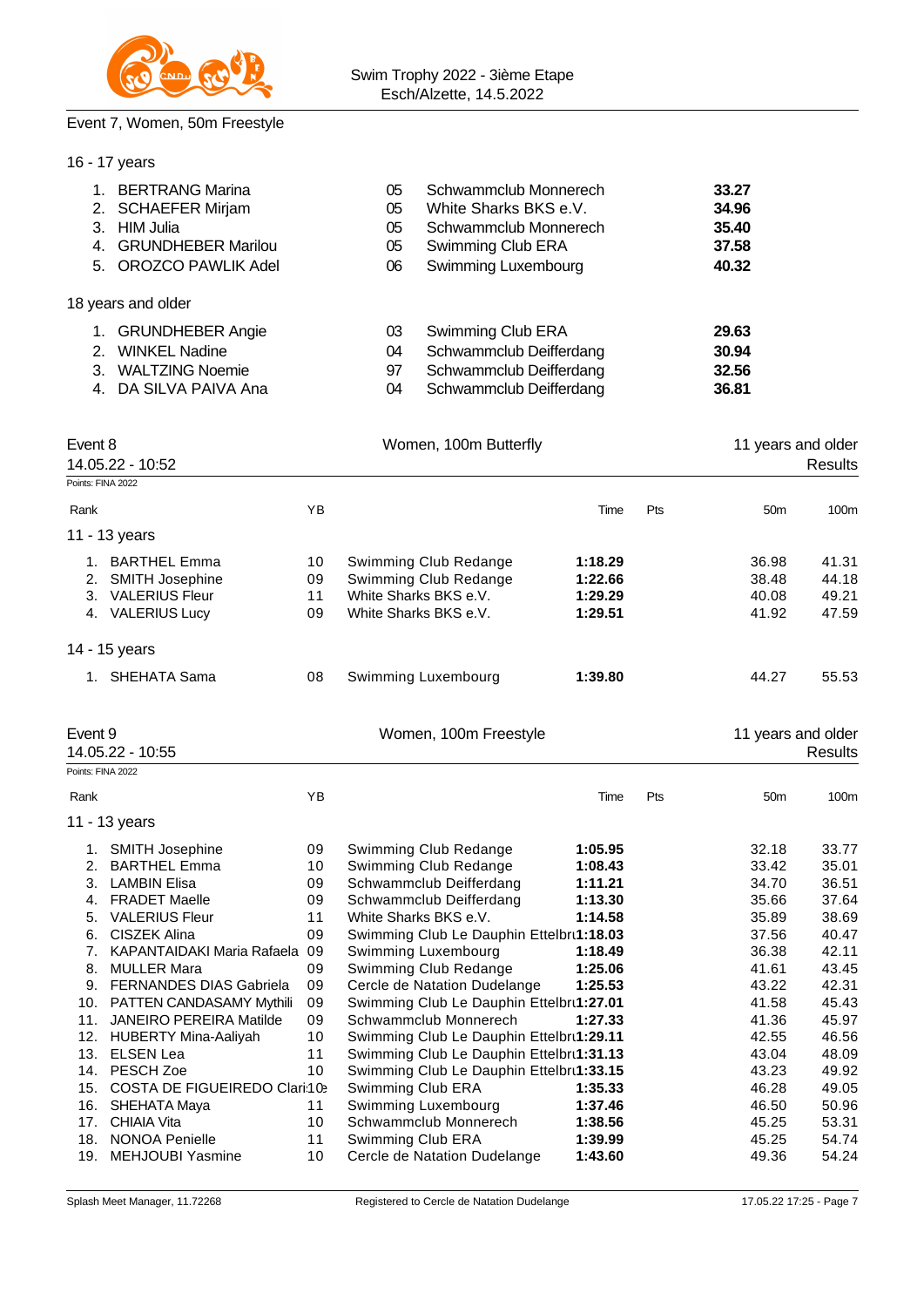Swim Trophy 2022 - 3ième Etape
Esch/Alzette, 14.5.2022

## Event 7, Women, 50m Freestyle

### 16 - 17 years

| Rank | Name | YB | Club | Time |
|---|---|---|---|---|
| 1. | BERTRANG Marina | 05 | Schwammclub Monnerech | **33.27** |
| 2. | SCHAEFER Mirjam | 05 | White Sharks BKS e.V. | **34.96** |
| 3. | HIM Julia | 05 | Schwammclub Monnerech | **35.40** |
| 4. | GRUNDHEBER Marilou | 05 | Swimming Club ERA | **37.58** |
| 5. | OROZCO PAWLIK Adel | 06 | Swimming Luxembourg | **40.32** |

### 18 years and older

| Rank | Name | YB | Club | Time |
|---|---|---|---|---|
| 1. | GRUNDHEBER Angie | 03 | Swimming Club ERA | **29.63** |
| 2. | WINKEL Nadine | 04 | Schwammclub Deifferdang | **30.94** |
| 3. | WALTZING Noemie | 97 | Schwammclub Deifferdang | **32.56** |
| 4. | DA SILVA PAIVA Ana | 04 | Schwammclub Deifferdang | **36.81** |

## Event 8 — Women, 100m Butterfly — 11 years and older

14.05.22 - 10:52 — Results

Points: FINA 2022

### 11 - 13 years

| Rank | Name | YB | Club | Time | Pts | 50m | 100m |
|---|---|---|---|---|---|---|---|
| 1. | BARTHEL Emma | 10 | Swimming Club Redange | **1:18.29** | | 36.98 | 41.31 |
| 2. | SMITH Josephine | 09 | Swimming Club Redange | **1:22.66** | | 38.48 | 44.18 |
| 3. | VALERIUS Fleur | 11 | White Sharks BKS e.V. | **1:29.29** | | 40.08 | 49.21 |
| 4. | VALERIUS Lucy | 09 | White Sharks BKS e.V. | **1:29.51** | | 41.92 | 47.59 |

### 14 - 15 years

| Rank | Name | YB | Club | Time | Pts | 50m | 100m |
|---|---|---|---|---|---|---|---|
| 1. | SHEHATA Sama | 08 | Swimming Luxembourg | **1:39.80** | | 44.27 | 55.53 |

## Event 9 — Women, 100m Freestyle — 11 years and older

14.05.22 - 10:55 — Results

Points: FINA 2022

### 11 - 13 years

| Rank | Name | YB | Club | Time | Pts | 50m | 100m |
|---|---|---|---|---|---|---|---|
| 1. | SMITH Josephine | 09 | Swimming Club Redange | **1:05.95** | | 32.18 | 33.77 |
| 2. | BARTHEL Emma | 10 | Swimming Club Redange | **1:08.43** | | 33.42 | 35.01 |
| 3. | LAMBIN Elisa | 09 | Schwammclub Deifferdang | **1:11.21** | | 34.70 | 36.51 |
| 4. | FRADET Maelle | 09 | Schwammclub Deifferdang | **1:13.30** | | 35.66 | 37.64 |
| 5. | VALERIUS Fleur | 11 | White Sharks BKS e.V. | **1:14.58** | | 35.89 | 38.69 |
| 6. | CISZEK Alina | 09 | Swimming Club Le Dauphin Ettelbru | **1:18.03** | | 37.56 | 40.47 |
| 7. | KAPANTAIDAKI Maria Rafaela | 09 | Swimming Luxembourg | **1:18.49** | | 36.38 | 42.11 |
| 8. | MULLER Mara | 09 | Swimming Club Redange | **1:25.06** | | 41.61 | 43.45 |
| 9. | FERNANDES DIAS Gabriela | 09 | Cercle de Natation Dudelange | **1:25.53** | | 43.22 | 42.31 |
| 10. | PATTEN CANDASAMY Mythili | 09 | Swimming Club Le Dauphin Ettelbru | **1:27.01** | | 41.58 | 45.43 |
| 11. | JANEIRO PEREIRA Matilde | 09 | Schwammclub Monnerech | **1:27.33** | | 41.36 | 45.97 |
| 12. | HUBERTY Mina-Aaliyah | 10 | Swimming Club Le Dauphin Ettelbru | **1:29.11** | | 42.55 | 46.56 |
| 13. | ELSEN Lea | 11 | Swimming Club Le Dauphin Ettelbru | **1:31.13** | | 43.04 | 48.09 |
| 14. | PESCH Zoe | 10 | Swimming Club Le Dauphin Ettelbru | **1:33.15** | | 43.23 | 49.92 |
| 15. | COSTA DE FIGUEIREDO Clari | 10 | Swimming Club ERA | **1:35.33** | | 46.28 | 49.05 |
| 16. | SHEHATA Maya | 11 | Swimming Luxembourg | **1:37.46** | | 46.50 | 50.96 |
| 17. | CHIAIA Vita | 10 | Schwammclub Monnerech | **1:38.56** | | 45.25 | 53.31 |
| 18. | NONOA Penielle | 11 | Swimming Club ERA | **1:39.99** | | 45.25 | 54.74 |
| 19. | MEHJOUBI Yasmine | 10 | Cercle de Natation Dudelange | **1:43.60** | | 49.36 | 54.24 |

Splash Meet Manager, 11.72268 — Registered to Cercle de Natation Dudelange — 17.05.22 17:25 - Page 7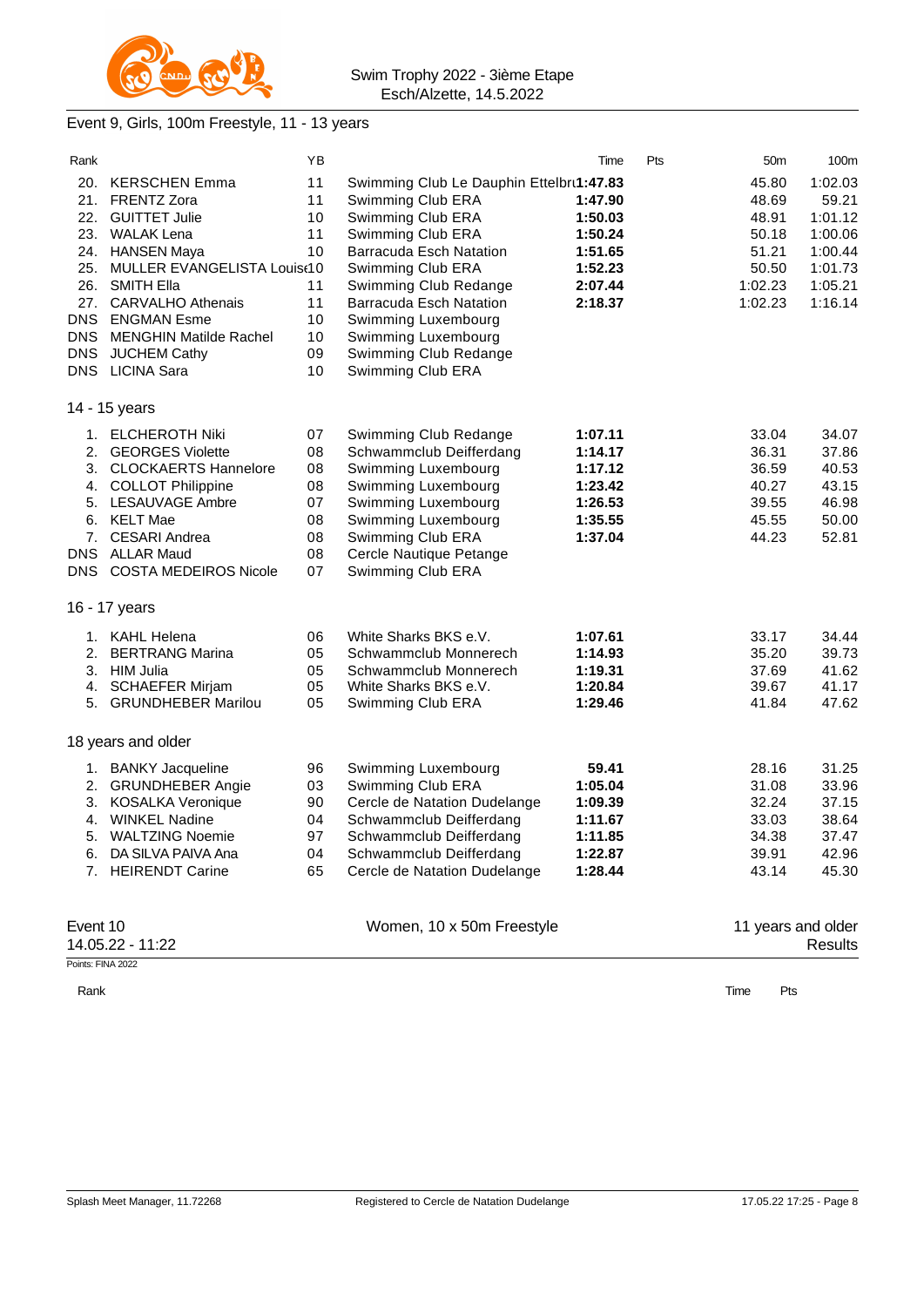Event 9, Girls, 100m Freestyle, 11 - 13 years

| Rank | | YB | | Time | Pts | 50m | 100m |
|---|---|---|---|---|---|---|---|
| 20. | KERSCHEN Emma | 11 | Swimming Club Le Dauphin Ettelbr | 1:47.83 | | 45.80 | 1:02.03 |
| 21. | FRENTZ Zora | 11 | Swimming Club ERA | 1:47.90 | | 48.69 | 59.21 |
| 22. | GUITTET Julie | 10 | Swimming Club ERA | 1:50.03 | | 48.91 | 1:01.12 |
| 23. | WALAK Lena | 11 | Swimming Club ERA | 1:50.24 | | 50.18 | 1:00.06 |
| 24. | HANSEN Maya | 10 | Barracuda Esch Natation | 1:51.65 | | 51.21 | 1:00.44 |
| 25. | MULLER EVANGELISTA Louise | 10 | Swimming Club ERA | 1:52.23 | | 50.50 | 1:01.73 |
| 26. | SMITH Ella | 11 | Swimming Club Redange | 2:07.44 | | 1:02.23 | 1:05.21 |
| 27. | CARVALHO Athenais | 11 | Barracuda Esch Natation | 2:18.37 | | 1:02.23 | 1:16.14 |
| DNS | ENGMAN Esme | 10 | Swimming Luxembourg | | | | |
| DNS | MENGHIN Matilde Rachel | 10 | Swimming Luxembourg | | | | |
| DNS | JUCHEM Cathy | 09 | Swimming Club Redange | | | | |
| DNS | LICINA Sara | 10 | Swimming Club ERA | | | | |

14 - 15 years

| Rank | | YB | | Time | Pts | 50m | 100m |
|---|---|---|---|---|---|---|---|
| 1. | ELCHEROTH Niki | 07 | Swimming Club Redange | 1:07.11 | | 33.04 | 34.07 |
| 2. | GEORGES Violette | 08 | Schwammclub Deifferdang | 1:14.17 | | 36.31 | 37.86 |
| 3. | CLOCKAERTS Hannelore | 08 | Swimming Luxembourg | 1:17.12 | | 36.59 | 40.53 |
| 4. | COLLOT Philippine | 08 | Swimming Luxembourg | 1:23.42 | | 40.27 | 43.15 |
| 5. | LESAUVAGE Ambre | 07 | Swimming Luxembourg | 1:26.53 | | 39.55 | 46.98 |
| 6. | KELT Mae | 08 | Swimming Luxembourg | 1:35.55 | | 45.55 | 50.00 |
| 7. | CESARI Andrea | 08 | Swimming Club ERA | 1:37.04 | | 44.23 | 52.81 |
| DNS | ALLAR Maud | 08 | Cercle Nautique Petange | | | | |
| DNS | COSTA MEDEIROS Nicole | 07 | Swimming Club ERA | | | | |

16 - 17 years

| Rank | | YB | | Time | Pts | 50m | 100m |
|---|---|---|---|---|---|---|---|
| 1. | KAHL Helena | 06 | White Sharks BKS e.V. | 1:07.61 | | 33.17 | 34.44 |
| 2. | BERTRANG Marina | 05 | Schwammclub Monnerech | 1:14.93 | | 35.20 | 39.73 |
| 3. | HIM Julia | 05 | Schwammclub Monnerech | 1:19.31 | | 37.69 | 41.62 |
| 4. | SCHAEFER Mirjam | 05 | White Sharks BKS e.V. | 1:20.84 | | 39.67 | 41.17 |
| 5. | GRUNDHEBER Marilou | 05 | Swimming Club ERA | 1:29.46 | | 41.84 | 47.62 |

18 years and older

| Rank | | YB | | Time | Pts | 50m | 100m |
|---|---|---|---|---|---|---|---|
| 1. | BANKY Jacqueline | 96 | Swimming Luxembourg | 59.41 | | 28.16 | 31.25 |
| 2. | GRUNDHEBER Angie | 03 | Swimming Club ERA | 1:05.04 | | 31.08 | 33.96 |
| 3. | KOSALKA Veronique | 90 | Cercle de Natation Dudelange | 1:09.39 | | 32.24 | 37.15 |
| 4. | WINKEL Nadine | 04 | Schwammclub Deifferdang | 1:11.67 | | 33.03 | 38.64 |
| 5. | WALTZING Noemie | 97 | Schwammclub Deifferdang | 1:11.85 | | 34.38 | 37.47 |
| 6. | DA SILVA PAIVA Ana | 04 | Schwammclub Deifferdang | 1:22.87 | | 39.91 | 42.96 |
| 7. | HEIRENDT Carine | 65 | Cercle de Natation Dudelange | 1:28.44 | | 43.14 | 45.30 |

Event 10 — Women, 10 x 50m Freestyle — 11 years and older

14.05.22 - 11:22 — Results

Points: FINA 2022

| Rank | Time | Pts |
|---|---|---|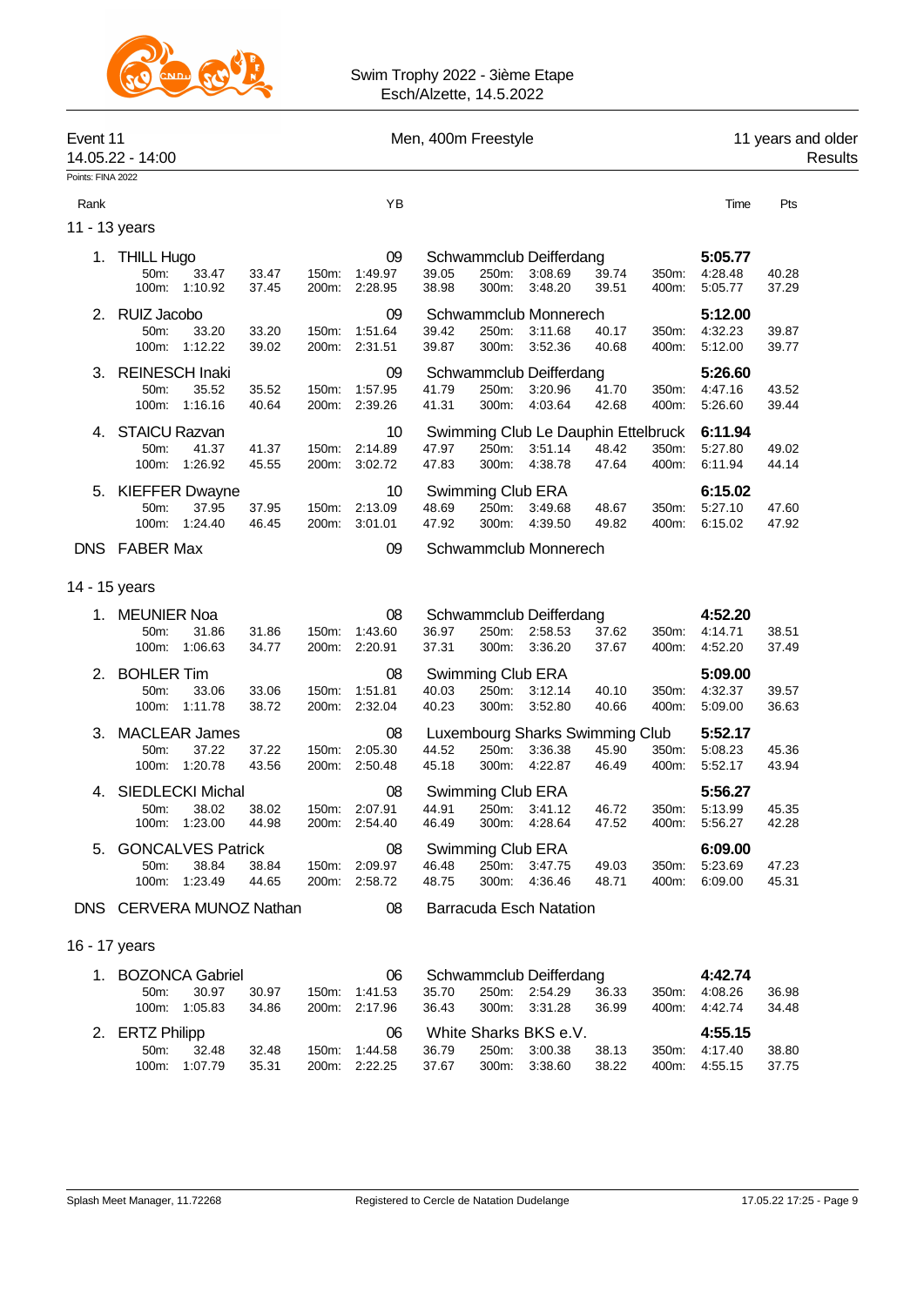Swim Trophy 2022 - 3ième Etape
Esch/Alzette, 14.5.2022

**Event 11** — Men, 400m Freestyle — 11 years and older
14.05.22 - 14:00 — Results

Points: FINA 2022

### 11 - 13 years

| Rank | Name | YB | Club | Time | Pts |
|---|---|---|---|---|---|
| 1. | THILL Hugo | 09 | Schwammclub Deifferdang | 5:05.77 | |
| | 50m: 33.47 33.47 / 100m: 1:10.92 37.45 / 150m: 1:49.97 39.05 / 200m: 2:28.95 38.98 / 250m: 3:08.69 39.74 / 300m: 3:48.20 39.51 / 350m: 4:28.48 40.28 / 400m: 5:05.77 37.29 | | | | |
| 2. | RUIZ Jacobo | 09 | Schwammclub Monnerech | 5:12.00 | |
| | 50m: 33.20 33.20 / 100m: 1:12.22 39.02 / 150m: 1:51.64 39.42 / 200m: 2:31.51 39.87 / 250m: 3:11.68 40.17 / 300m: 3:52.36 40.68 / 350m: 4:32.23 39.87 / 400m: 5:12.00 39.77 | | | | |
| 3. | REINESCH Inaki | 09 | Schwammclub Deifferdang | 5:26.60 | |
| | 50m: 35.52 35.52 / 100m: 1:16.16 40.64 / 150m: 1:57.95 41.79 / 200m: 2:39.26 41.31 / 250m: 3:20.96 41.70 / 300m: 4:03.64 42.68 / 350m: 4:47.16 43.52 / 400m: 5:26.60 39.44 | | | | |
| 4. | STAICU Razvan | 10 | Swimming Club Le Dauphin Ettelbruck | 6:11.94 | |
| | 50m: 41.37 41.37 / 100m: 1:26.92 45.55 / 150m: 2:14.89 47.97 / 200m: 3:02.72 47.83 / 250m: 3:51.14 48.42 / 300m: 4:38.78 47.64 / 350m: 5:27.80 49.02 / 400m: 6:11.94 44.14 | | | | |
| 5. | KIEFFER Dwayne | 10 | Swimming Club ERA | 6:15.02 | |
| | 50m: 37.95 37.95 / 100m: 1:24.40 46.45 / 150m: 2:13.09 48.69 / 200m: 3:01.01 47.92 / 250m: 3:49.68 48.67 / 300m: 4:39.50 49.82 / 350m: 5:27.10 47.60 / 400m: 6:15.02 47.92 | | | | |
| DNS | FABER Max | 09 | Schwammclub Monnerech | | |

### 14 - 15 years

| Rank | Name | YB | Club | Time | Pts |
|---|---|---|---|---|---|
| 1. | MEUNIER Noa | 08 | Schwammclub Deifferdang | 4:52.20 | |
| | 50m: 31.86 31.86 / 100m: 1:06.63 34.77 / 150m: 1:43.60 36.97 / 200m: 2:20.91 37.31 / 250m: 2:58.53 37.62 / 300m: 3:36.20 37.67 / 350m: 4:14.71 38.51 / 400m: 4:52.20 37.49 | | | | |
| 2. | BOHLER Tim | 08 | Swimming Club ERA | 5:09.00 | |
| | 50m: 33.06 33.06 / 100m: 1:11.78 38.72 / 150m: 1:51.81 40.03 / 200m: 2:32.04 40.23 / 250m: 3:12.14 40.10 / 300m: 3:52.80 40.66 / 350m: 4:32.37 39.57 / 400m: 5:09.00 36.63 | | | | |
| 3. | MACLEAR James | 08 | Luxembourg Sharks Swimming Club | 5:52.17 | |
| | 50m: 37.22 37.22 / 100m: 1:20.78 43.56 / 150m: 2:05.30 44.52 / 200m: 2:50.48 45.18 / 250m: 3:36.38 45.90 / 300m: 4:22.87 46.49 / 350m: 5:08.23 45.36 / 400m: 5:52.17 43.94 | | | | |
| 4. | SIEDLECKI Michal | 08 | Swimming Club ERA | 5:56.27 | |
| | 50m: 38.02 38.02 / 100m: 1:23.00 44.98 / 150m: 2:07.91 44.91 / 200m: 2:54.40 46.49 / 250m: 3:41.12 46.72 / 300m: 4:28.64 47.52 / 350m: 5:13.99 45.35 / 400m: 5:56.27 42.28 | | | | |
| 5. | GONCALVES Patrick | 08 | Swimming Club ERA | 6:09.00 | |
| | 50m: 38.84 38.84 / 100m: 1:23.49 44.65 / 150m: 2:09.97 46.48 / 200m: 2:58.72 48.75 / 250m: 3:47.75 49.03 / 300m: 4:36.46 48.71 / 350m: 5:23.69 47.23 / 400m: 6:09.00 45.31 | | | | |
| DNS | CERVERA MUNOZ Nathan | 08 | Barracuda Esch Natation | | |

### 16 - 17 years

| Rank | Name | YB | Club | Time | Pts |
|---|---|---|---|---|---|
| 1. | BOZONCA Gabriel | 06 | Schwammclub Deifferdang | 4:42.74 | |
| | 50m: 30.97 30.97 / 100m: 1:05.83 34.86 / 150m: 1:41.53 35.70 / 200m: 2:17.96 36.43 / 250m: 2:54.29 36.33 / 300m: 3:31.28 36.99 / 350m: 4:08.26 36.98 / 400m: 4:42.74 34.48 | | | | |
| 2. | ERTZ Philipp | 06 | White Sharks BKS e.V. | 4:55.15 | |
| | 50m: 32.48 32.48 / 100m: 1:07.79 35.31 / 150m: 1:44.58 36.79 / 200m: 2:22.25 37.67 / 250m: 3:00.38 38.13 / 300m: 3:38.60 38.22 / 350m: 4:17.40 38.80 / 400m: 4:55.15 37.75 | | | | |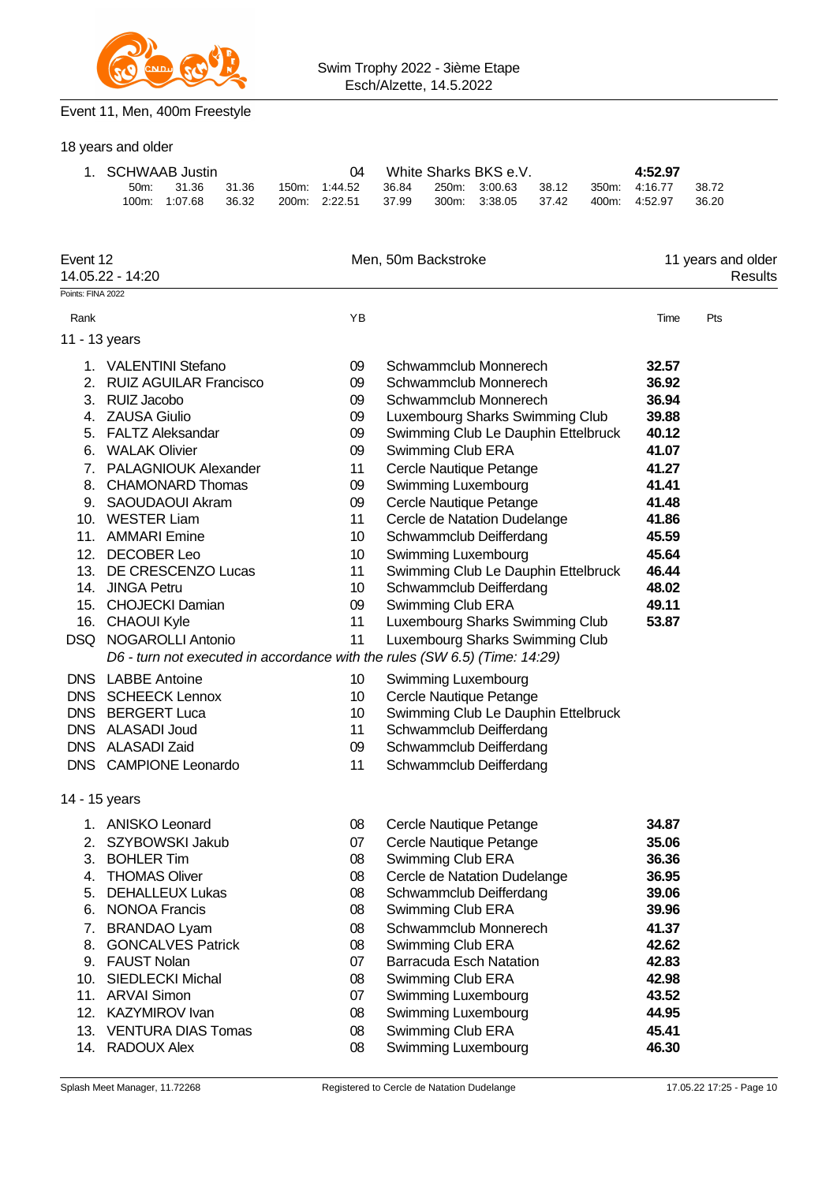Event 11, Men, 400m Freestyle

18 years and older

| Rank | Name | YB | Club | Time |
|---|---|---|---|---|
| 1. | SCHWAAB Justin | 04 | White Sharks BKS e.V. | **4:52.97** |

| 50m: | 31.36 | 31.36 | 150m: | 1:44.52 | 36.84 | 250m: | 3:00.63 | 38.12 | 350m: | 4:16.77 | 38.72 |
|---|---|---|---|---|---|---|---|---|---|---|---|
| 100m: | 1:07.68 | 36.32 | 200m: | 2:22.51 | 37.99 | 300m: | 3:38.05 | 37.42 | 400m: | 4:52.97 | 36.20 |

## Event 12 — Men, 50m Backstroke — 11 years and older

14.05.22 - 14:20 — Results

Points: FINA 2022

### 11 - 13 years

| Rank | Name | YB | Club | Time | Pts |
|---|---|---|---|---|---|
| 1. | VALENTINI Stefano | 09 | Schwammclub Monnerech | **32.57** | |
| 2. | RUIZ AGUILAR Francisco | 09 | Schwammclub Monnerech | **36.92** | |
| 3. | RUIZ Jacobo | 09 | Schwammclub Monnerech | **36.94** | |
| 4. | ZAUSA Giulio | 09 | Luxembourg Sharks Swimming Club | **39.88** | |
| 5. | FALTZ Aleksandar | 09 | Swimming Club Le Dauphin Ettelbruck | **40.12** | |
| 6. | WALAK Olivier | 09 | Swimming Club ERA | **41.07** | |
| 7. | PALAGNIOUK Alexander | 11 | Cercle Nautique Petange | **41.27** | |
| 8. | CHAMONARD Thomas | 09 | Swimming Luxembourg | **41.41** | |
| 9. | SAOUDAOUI Akram | 09 | Cercle Nautique Petange | **41.48** | |
| 10. | WESTER Liam | 11 | Cercle de Natation Dudelange | **41.86** | |
| 11. | AMMARI Emine | 10 | Schwammclub Deifferdang | **45.59** | |
| 12. | DECOBER Leo | 10 | Swimming Luxembourg | **45.64** | |
| 13. | DE CRESCENZO Lucas | 11 | Swimming Club Le Dauphin Ettelbruck | **46.44** | |
| 14. | JINGA Petru | 10 | Schwammclub Deifferdang | **48.02** | |
| 15. | CHOJECKI Damian | 09 | Swimming Club ERA | **49.11** | |
| 16. | CHAOUI Kyle | 11 | Luxembourg Sharks Swimming Club | **53.87** | |
| DSQ | NOGAROLLI Antonio | 11 | Luxembourg Sharks Swimming Club | | |
| | *D6 - turn not executed in accordance with the rules (SW 6.5) (Time: 14:29)* | | | | |
| DNS | LABBE Antoine | 10 | Swimming Luxembourg | | |
| DNS | SCHEECK Lennox | 10 | Cercle Nautique Petange | | |
| DNS | BERGERT Luca | 10 | Swimming Club Le Dauphin Ettelbruck | | |
| DNS | ALASADI Joud | 11 | Schwammclub Deifferdang | | |
| DNS | ALASADI Zaid | 09 | Schwammclub Deifferdang | | |
| DNS | CAMPIONE Leonardo | 11 | Schwammclub Deifferdang | | |

### 14 - 15 years

| Rank | Name | YB | Club | Time | Pts |
|---|---|---|---|---|---|
| 1. | ANISKO Leonard | 08 | Cercle Nautique Petange | **34.87** | |
| 2. | SZYBOWSKI Jakub | 07 | Cercle Nautique Petange | **35.06** | |
| 3. | BOHLER Tim | 08 | Swimming Club ERA | **36.36** | |
| 4. | THOMAS Oliver | 08 | Cercle de Natation Dudelange | **36.95** | |
| 5. | DEHALLEUX Lukas | 08 | Schwammclub Deifferdang | **39.06** | |
| 6. | NONOA Francis | 08 | Swimming Club ERA | **39.96** | |
| 7. | BRANDAO Lyam | 08 | Schwammclub Monnerech | **41.37** | |
| 8. | GONCALVES Patrick | 08 | Swimming Club ERA | **42.62** | |
| 9. | FAUST Nolan | 07 | Barracuda Esch Natation | **42.83** | |
| 10. | SIEDLECKI Michal | 08 | Swimming Club ERA | **42.98** | |
| 11. | ARVAI Simon | 07 | Swimming Luxembourg | **43.52** | |
| 12. | KAZYMIROV Ivan | 08 | Swimming Luxembourg | **44.95** | |
| 13. | VENTURA DIAS Tomas | 08 | Swimming Club ERA | **45.41** | |
| 14. | RADOUX Alex | 08 | Swimming Luxembourg | **46.30** | |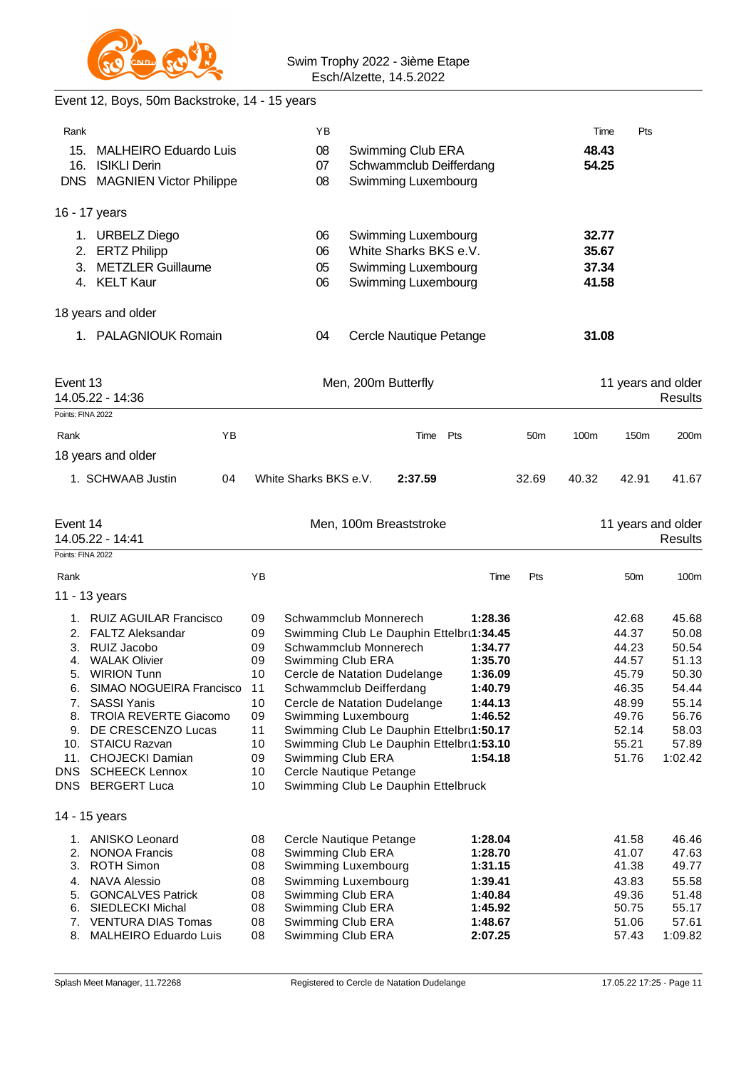Event 12, Boys, 50m Backstroke, 14 - 15 years

| Rank | | YB | | Time | Pts |
|---|---|---|---|---|---|
| 15. | MALHEIRO Eduardo Luis | 08 | Swimming Club ERA | **48.43** | |
| 16. | ISIKLI Derin | 07 | Schwammclub Deifferdang | **54.25** | |
| DNS | MAGNIEN Victor Philippe | 08 | Swimming Luxembourg | | |

16 - 17 years

| Rank | | YB | | Time | Pts |
|---|---|---|---|---|---|
| 1. | URBELZ Diego | 06 | Swimming Luxembourg | **32.77** | |
| 2. | ERTZ Philipp | 06 | White Sharks BKS e.V. | **35.67** | |
| 3. | METZLER Guillaume | 05 | Swimming Luxembourg | **37.34** | |
| 4. | KELT Kaur | 06 | Swimming Luxembourg | **41.58** | |

18 years and older

| Rank | | YB | | Time | Pts |
|---|---|---|---|---|---|
| 1. | PALAGNIOUK Romain | 04 | Cercle Nautique Petange | **31.08** | |

## Event 13 — Men, 200m Butterfly — 11 years and older

14.05.22 - 14:36 — Results

Points: FINA 2022

18 years and older

| Rank | | YB | | Time | Pts | 50m | 100m | 150m | 200m |
|---|---|---|---|---|---|---|---|---|---|
| 1. | SCHWAAB Justin | 04 | White Sharks BKS e.V. | **2:37.59** | | 32.69 | 40.32 | 42.91 | 41.67 |

## Event 14 — Men, 100m Breaststroke — 11 years and older

14.05.22 - 14:41 — Results

Points: FINA 2022

11 - 13 years

| Rank | | YB | | Time | Pts | 50m | 100m |
|---|---|---|---|---|---|---|---|
| 1. | RUIZ AGUILAR Francisco | 09 | Schwammclub Monnerech | **1:28.36** | | 42.68 | 45.68 |
| 2. | FALTZ Aleksandar | 09 | Swimming Club Le Dauphin Ettelbru | **1:34.45** | | 44.37 | 50.08 |
| 3. | RUIZ Jacobo | 09 | Schwammclub Monnerech | **1:34.77** | | 44.23 | 50.54 |
| 4. | WALAK Olivier | 09 | Swimming Club ERA | **1:35.70** | | 44.57 | 51.13 |
| 5. | WIRION Tunn | 10 | Cercle de Natation Dudelange | **1:36.09** | | 45.79 | 50.30 |
| 6. | SIMAO NOGUEIRA Francisco | 11 | Schwammclub Deifferdang | **1:40.79** | | 46.35 | 54.44 |
| 7. | SASSI Yanis | 10 | Cercle de Natation Dudelange | **1:44.13** | | 48.99 | 55.14 |
| 8. | TROIA REVERTE Giacomo | 09 | Swimming Luxembourg | **1:46.52** | | 49.76 | 56.76 |
| 9. | DE CRESCENZO Lucas | 11 | Swimming Club Le Dauphin Ettelbru | **1:50.17** | | 52.14 | 58.03 |
| 10. | STAICU Razvan | 10 | Swimming Club Le Dauphin Ettelbru | **1:53.10** | | 55.21 | 57.89 |
| 11. | CHOJECKI Damian | 09 | Swimming Club ERA | **1:54.18** | | 51.76 | 1:02.42 |
| DNS | SCHEECK Lennox | 10 | Cercle Nautique Petange | | | | |
| DNS | BERGERT Luca | 10 | Swimming Club Le Dauphin Ettelbruck | | | | |

14 - 15 years

| Rank | | YB | | Time | Pts | 50m | 100m |
|---|---|---|---|---|---|---|---|
| 1. | ANISKO Leonard | 08 | Cercle Nautique Petange | **1:28.04** | | 41.58 | 46.46 |
| 2. | NONOA Francis | 08 | Swimming Club ERA | **1:28.70** | | 41.07 | 47.63 |
| 3. | ROTH Simon | 08 | Swimming Luxembourg | **1:31.15** | | 41.38 | 49.77 |
| 4. | NAVA Alessio | 08 | Swimming Luxembourg | **1:39.41** | | 43.83 | 55.58 |
| 5. | GONCALVES Patrick | 08 | Swimming Club ERA | **1:40.84** | | 49.36 | 51.48 |
| 6. | SIEDLECKI Michal | 08 | Swimming Club ERA | **1:45.92** | | 50.75 | 55.17 |
| 7. | VENTURA DIAS Tomas | 08 | Swimming Club ERA | **1:48.67** | | 51.06 | 57.61 |
| 8. | MALHEIRO Eduardo Luis | 08 | Swimming Club ERA | **2:07.25** | | 57.43 | 1:09.82 |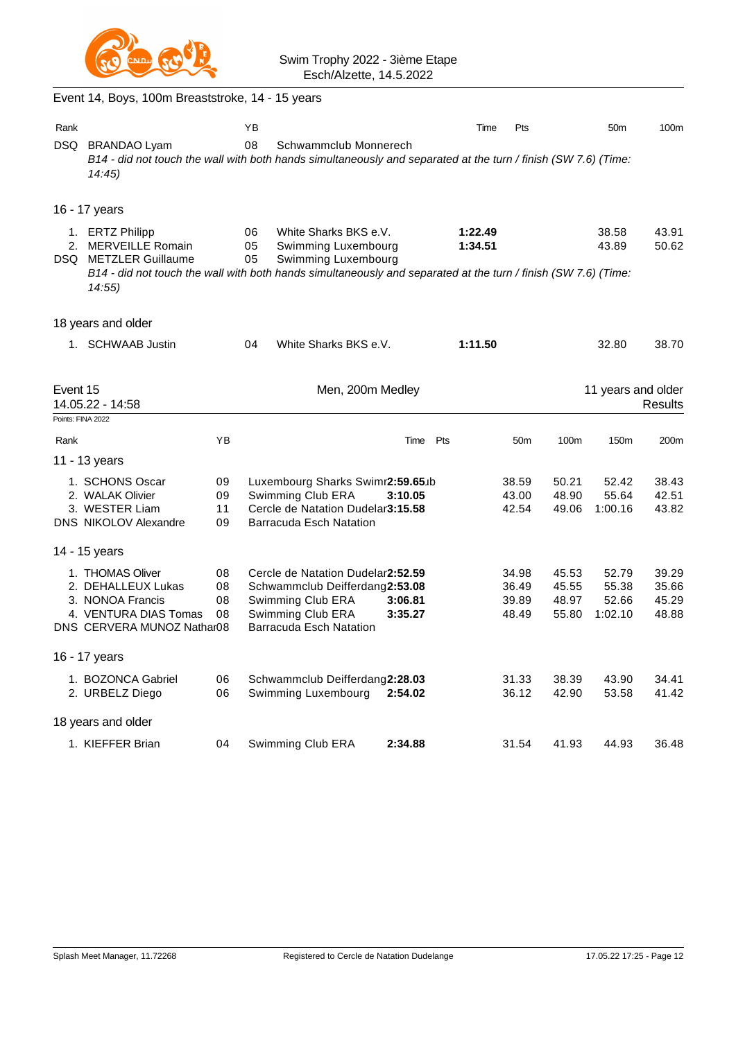Swim Trophy 2022 - 3ième Etape
Esch/Alzette, 14.5.2022

## Event 14, Boys, 100m Breaststroke, 14 - 15 years

| Rank | | YB | | Time | Pts | 50m | 100m |
|---|---|---|---|---|---|---|---|
| DSQ | BRANDAO Lyam | 08 | Schwammclub Monnerech | | | | |

*B14 - did not touch the wall with both hands simultaneously and separated at the turn / finish (SW 7.6) (Time: 14:45)*

### 16 - 17 years

| Rank | | YB | | Time | Pts | 50m | 100m |
|---|---|---|---|---|---|---|---|
| 1. | ERTZ Philipp | 06 | White Sharks BKS e.V. | **1:22.49** | | 38.58 | 43.91 |
| 2. | MERVEILLE Romain | 05 | Swimming Luxembourg | **1:34.51** | | 43.89 | 50.62 |
| DSQ | METZLER Guillaume | 05 | Swimming Luxembourg | | | | |

*B14 - did not touch the wall with both hands simultaneously and separated at the turn / finish (SW 7.6) (Time: 14:55)*

### 18 years and older

| Rank | | YB | | Time | Pts | 50m | 100m |
|---|---|---|---|---|---|---|---|
| 1. | SCHWAAB Justin | 04 | White Sharks BKS e.V. | **1:11.50** | | 32.80 | 38.70 |

## Event 15 — Men, 200m Medley — 11 years and older

14.05.22 - 14:58 — Results

Points: FINA 2022

### 11 - 13 years

| Rank | | YB | | Time | Pts | 50m | 100m | 150m | 200m |
|---|---|---|---|---|---|---|---|---|---|
| 1. | SCHONS Oscar | 09 | Luxembourg Sharks Swimming Club | **2:59.65** | | 38.59 | 50.21 | 52.42 | 38.43 |
| 2. | WALAK Olivier | 09 | Swimming Club ERA | **3:10.05** | | 43.00 | 48.90 | 55.64 | 42.51 |
| 3. | WESTER Liam | 11 | Cercle de Natation Dudelange | **3:15.58** | | 42.54 | 49.06 | 1:00.16 | 43.82 |
| DNS | NIKOLOV Alexandre | 09 | Barracuda Esch Natation | | | | | | |

### 14 - 15 years

| Rank | | YB | | Time | Pts | 50m | 100m | 150m | 200m |
|---|---|---|---|---|---|---|---|---|---|
| 1. | THOMAS Oliver | 08 | Cercle de Natation Dudelange | **2:52.59** | | 34.98 | 45.53 | 52.79 | 39.29 |
| 2. | DEHALLEUX Lukas | 08 | Schwammclub Deifferdang | **2:53.08** | | 36.49 | 45.55 | 55.38 | 35.66 |
| 3. | NONOA Francis | 08 | Swimming Club ERA | **3:06.81** | | 39.89 | 48.97 | 52.66 | 45.29 |
| 4. | VENTURA DIAS Tomas | 08 | Swimming Club ERA | **3:35.27** | | 48.49 | 55.80 | 1:02.10 | 48.88 |
| DNS | CERVERA MUNOZ Nathan | 08 | Barracuda Esch Natation | | | | | | |

### 16 - 17 years

| Rank | | YB | | Time | Pts | 50m | 100m | 150m | 200m |
|---|---|---|---|---|---|---|---|---|---|
| 1. | BOZONCA Gabriel | 06 | Schwammclub Deifferdang | **2:28.03** | | 31.33 | 38.39 | 43.90 | 34.41 |
| 2. | URBELZ Diego | 06 | Swimming Luxembourg | **2:54.02** | | 36.12 | 42.90 | 53.58 | 41.42 |

### 18 years and older

| Rank | | YB | | Time | Pts | 50m | 100m | 150m | 200m |
|---|---|---|---|---|---|---|---|---|---|
| 1. | KIEFFER Brian | 04 | Swimming Club ERA | **2:34.88** | | 31.54 | 41.93 | 44.93 | 36.48 |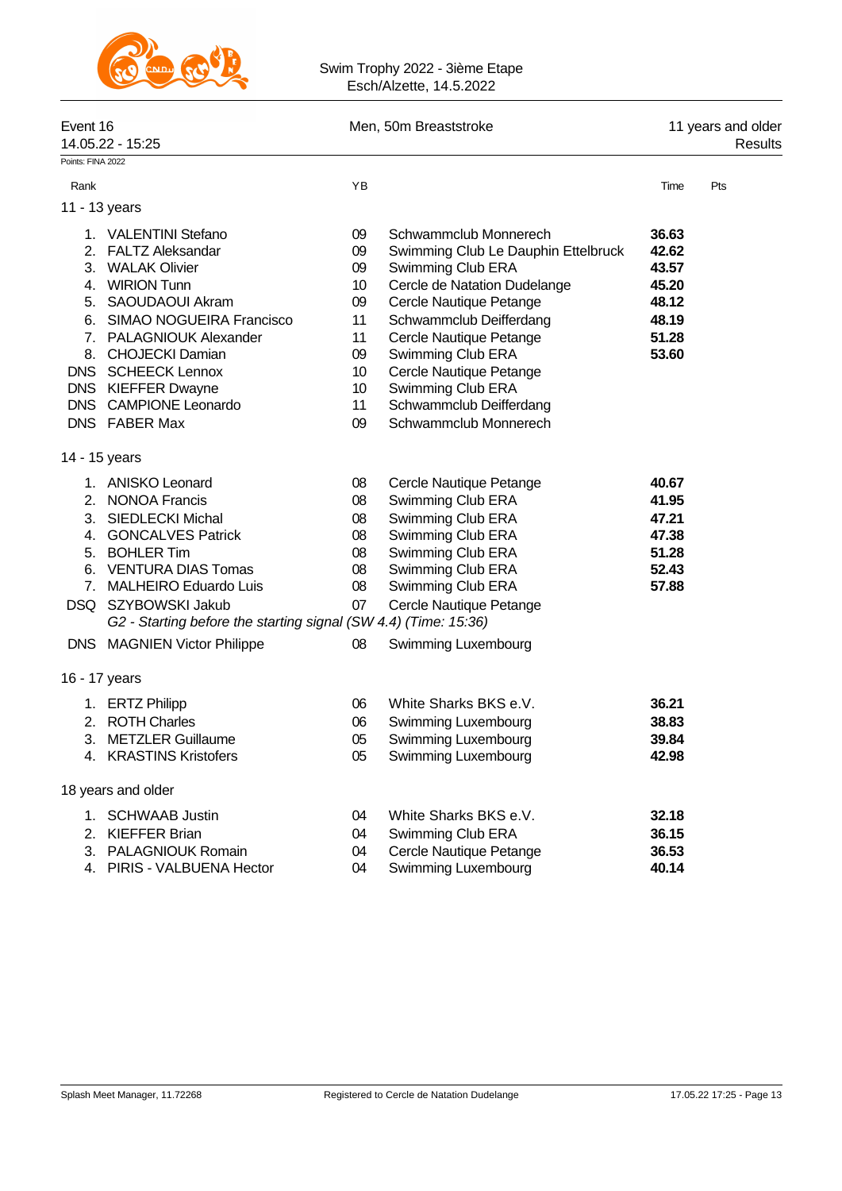Swim Trophy 2022 - 3ième Etape
Esch/Alzette, 14.5.2022

Event 16 — Men, 50m Breaststroke — 11 years and older
14.05.22 - 15:25 — Results

Points: FINA 2022

| Rank | | YB | | Time | Pts |
|---|---|---|---|---|---|
| **11 - 13 years** | | | | | |
| 1. | VALENTINI Stefano | 09 | Schwammclub Monnerech | **36.63** | |
| 2. | FALTZ Aleksandar | 09 | Swimming Club Le Dauphin Ettelbruck | **42.62** | |
| 3. | WALAK Olivier | 09 | Swimming Club ERA | **43.57** | |
| 4. | WIRION Tunn | 10 | Cercle de Natation Dudelange | **45.20** | |
| 5. | SAOUDAOUI Akram | 09 | Cercle Nautique Petange | **48.12** | |
| 6. | SIMAO NOGUEIRA Francisco | 11 | Schwammclub Deifferdang | **48.19** | |
| 7. | PALAGNIOUK Alexander | 11 | Cercle Nautique Petange | **51.28** | |
| 8. | CHOJECKI Damian | 09 | Swimming Club ERA | **53.60** | |
| DNS | SCHEECK Lennox | 10 | Cercle Nautique Petange | | |
| DNS | KIEFFER Dwayne | 10 | Swimming Club ERA | | |
| DNS | CAMPIONE Leonardo | 11 | Schwammclub Deifferdang | | |
| DNS | FABER Max | 09 | Schwammclub Monnerech | | |
| **14 - 15 years** | | | | | |
| 1. | ANISKO Leonard | 08 | Cercle Nautique Petange | **40.67** | |
| 2. | NONOA Francis | 08 | Swimming Club ERA | **41.95** | |
| 3. | SIEDLECKI Michal | 08 | Swimming Club ERA | **47.21** | |
| 4. | GONCALVES Patrick | 08 | Swimming Club ERA | **47.38** | |
| 5. | BOHLER Tim | 08 | Swimming Club ERA | **51.28** | |
| 6. | VENTURA DIAS Tomas | 08 | Swimming Club ERA | **52.43** | |
| 7. | MALHEIRO Eduardo Luis | 08 | Swimming Club ERA | **57.88** | |
| DSQ | SZYBOWSKI Jakub | 07 | Cercle Nautique Petange | | |
| | *G2 - Starting before the starting signal (SW 4.4) (Time: 15:36)* | | | | |
| DNS | MAGNIEN Victor Philippe | 08 | Swimming Luxembourg | | |
| **16 - 17 years** | | | | | |
| 1. | ERTZ Philipp | 06 | White Sharks BKS e.V. | **36.21** | |
| 2. | ROTH Charles | 06 | Swimming Luxembourg | **38.83** | |
| 3. | METZLER Guillaume | 05 | Swimming Luxembourg | **39.84** | |
| 4. | KRASTINS Kristofers | 05 | Swimming Luxembourg | **42.98** | |
| **18 years and older** | | | | | |
| 1. | SCHWAAB Justin | 04 | White Sharks BKS e.V. | **32.18** | |
| 2. | KIEFFER Brian | 04 | Swimming Club ERA | **36.15** | |
| 3. | PALAGNIOUK Romain | 04 | Cercle Nautique Petange | **36.53** | |
| 4. | PIRIS - VALBUENA Hector | 04 | Swimming Luxembourg | **40.14** | |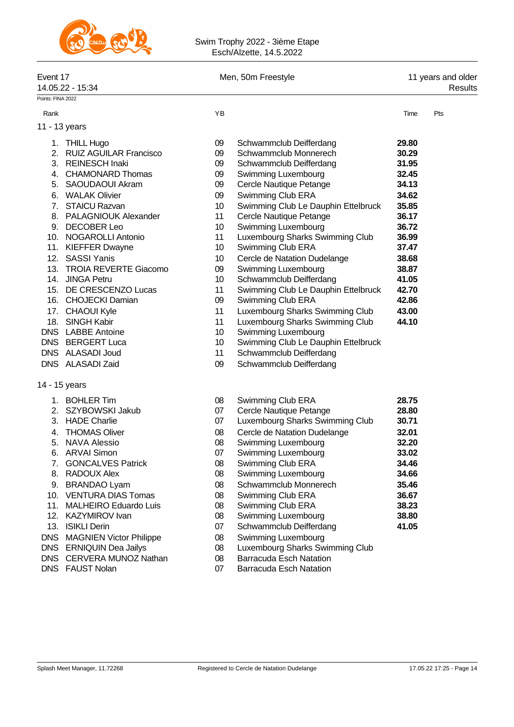Swim Trophy 2022 - 3ième Etape
Esch/Alzette, 14.5.2022

**Event 17** — Men, 50m Freestyle — 11 years and older
14.05.22 - 15:34 — Results

Points: FINA 2022

### 11 - 13 years

| Rank | Name | YB | Club | Time | Pts |
|---|---|---|---|---|---|
| 1. | THILL Hugo | 09 | Schwammclub Deifferdang | **29.80** | |
| 2. | RUIZ AGUILAR Francisco | 09 | Schwammclub Monnerech | **30.29** | |
| 3. | REINESCH Inaki | 09 | Schwammclub Deifferdang | **31.95** | |
| 4. | CHAMONARD Thomas | 09 | Swimming Luxembourg | **32.45** | |
| 5. | SAOUDAOUI Akram | 09 | Cercle Nautique Petange | **34.13** | |
| 6. | WALAK Olivier | 09 | Swimming Club ERA | **34.62** | |
| 7. | STAICU Razvan | 10 | Swimming Club Le Dauphin Ettelbruck | **35.85** | |
| 8. | PALAGNIOUK Alexander | 11 | Cercle Nautique Petange | **36.17** | |
| 9. | DECOBER Leo | 10 | Swimming Luxembourg | **36.72** | |
| 10. | NOGAROLLI Antonio | 11 | Luxembourg Sharks Swimming Club | **36.99** | |
| 11. | KIEFFER Dwayne | 10 | Swimming Club ERA | **37.47** | |
| 12. | SASSI Yanis | 10 | Cercle de Natation Dudelange | **38.68** | |
| 13. | TROIA REVERTE Giacomo | 09 | Swimming Luxembourg | **38.87** | |
| 14. | JINGA Petru | 10 | Schwammclub Deifferdang | **41.05** | |
| 15. | DE CRESCENZO Lucas | 11 | Swimming Club Le Dauphin Ettelbruck | **42.70** | |
| 16. | CHOJECKI Damian | 09 | Swimming Club ERA | **42.86** | |
| 17. | CHAOUI Kyle | 11 | Luxembourg Sharks Swimming Club | **43.00** | |
| 18. | SINGH Kabir | 11 | Luxembourg Sharks Swimming Club | **44.10** | |
| DNS | LABBE Antoine | 10 | Swimming Luxembourg | | |
| DNS | BERGERT Luca | 10 | Swimming Club Le Dauphin Ettelbruck | | |
| DNS | ALASADI Joud | 11 | Schwammclub Deifferdang | | |
| DNS | ALASADI Zaid | 09 | Schwammclub Deifferdang | | |

### 14 - 15 years

| Rank | Name | YB | Club | Time | Pts |
|---|---|---|---|---|---|
| 1. | BOHLER Tim | 08 | Swimming Club ERA | **28.75** | |
| 2. | SZYBOWSKI Jakub | 07 | Cercle Nautique Petange | **28.80** | |
| 3. | HADE Charlie | 07 | Luxembourg Sharks Swimming Club | **30.71** | |
| 4. | THOMAS Oliver | 08 | Cercle de Natation Dudelange | **32.01** | |
| 5. | NAVA Alessio | 08 | Swimming Luxembourg | **32.20** | |
| 6. | ARVAI Simon | 07 | Swimming Luxembourg | **33.02** | |
| 7. | GONCALVES Patrick | 08 | Swimming Club ERA | **34.46** | |
| 8. | RADOUX Alex | 08 | Swimming Luxembourg | **34.66** | |
| 9. | BRANDAO Lyam | 08 | Schwammclub Monnerech | **35.46** | |
| 10. | VENTURA DIAS Tomas | 08 | Swimming Club ERA | **36.67** | |
| 11. | MALHEIRO Eduardo Luis | 08 | Swimming Club ERA | **38.23** | |
| 12. | KAZYMIROV Ivan | 08 | Swimming Luxembourg | **38.80** | |
| 13. | ISIKLI Derin | 07 | Schwammclub Deifferdang | **41.05** | |
| DNS | MAGNIEN Victor Philippe | 08 | Swimming Luxembourg | | |
| DNS | ERNIQUIN Dea Jailys | 08 | Luxembourg Sharks Swimming Club | | |
| DNS | CERVERA MUNOZ Nathan | 08 | Barracuda Esch Natation | | |
| DNS | FAUST Nolan | 07 | Barracuda Esch Natation | | |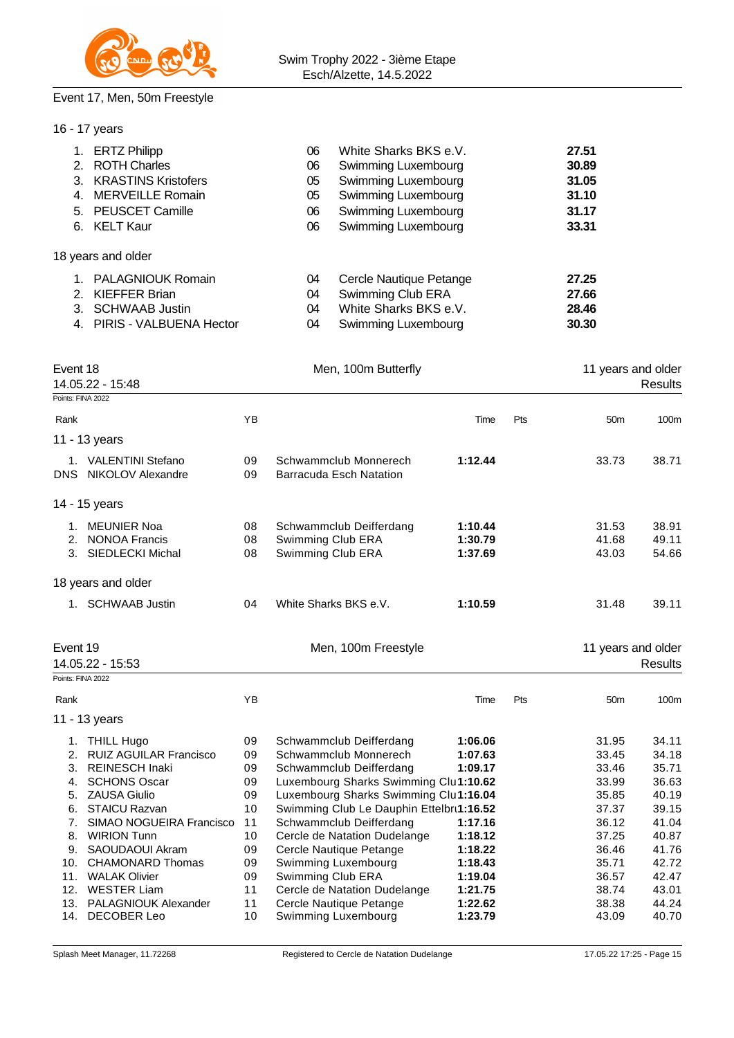Swim Trophy 2022 - 3ième Etape
Esch/Alzette, 14.5.2022

## Event 17, Men, 50m Freestyle

### 16 - 17 years

| Rank | Name | YB | Club | Time |
|---|---|---|---|---|
| 1. | ERTZ Philipp | 06 | White Sharks BKS e.V. | **27.51** |
| 2. | ROTH Charles | 06 | Swimming Luxembourg | **30.89** |
| 3. | KRASTINS Kristofers | 05 | Swimming Luxembourg | **31.05** |
| 4. | MERVEILLE Romain | 05 | Swimming Luxembourg | **31.10** |
| 5. | PEUSCET Camille | 06 | Swimming Luxembourg | **31.17** |
| 6. | KELT Kaur | 06 | Swimming Luxembourg | **33.31** |

### 18 years and older

| Rank | Name | YB | Club | Time |
|---|---|---|---|---|
| 1. | PALAGNIOUK Romain | 04 | Cercle Nautique Petange | **27.25** |
| 2. | KIEFFER Brian | 04 | Swimming Club ERA | **27.66** |
| 3. | SCHWAAB Justin | 04 | White Sharks BKS e.V. | **28.46** |
| 4. | PIRIS - VALBUENA Hector | 04 | Swimming Luxembourg | **30.30** |

## Event 18 — Men, 100m Butterfly — 11 years and older

14.05.22 - 15:48 — Results

Points: FINA 2022

| Rank | Name | YB | Club | Time | Pts | 50m | 100m |
|---|---|---|---|---|---|---|---|
| **11 - 13 years** | | | | | | | |
| 1. | VALENTINI Stefano | 09 | Schwammclub Monnerech | **1:12.44** | | 33.73 | 38.71 |
| DNS | NIKOLOV Alexandre | 09 | Barracuda Esch Natation | | | | |
| **14 - 15 years** | | | | | | | |
| 1. | MEUNIER Noa | 08 | Schwammclub Deifferdang | **1:10.44** | | 31.53 | 38.91 |
| 2. | NONOA Francis | 08 | Swimming Club ERA | **1:30.79** | | 41.68 | 49.11 |
| 3. | SIEDLECKI Michal | 08 | Swimming Club ERA | **1:37.69** | | 43.03 | 54.66 |
| **18 years and older** | | | | | | | |
| 1. | SCHWAAB Justin | 04 | White Sharks BKS e.V. | **1:10.59** | | 31.48 | 39.11 |

## Event 19 — Men, 100m Freestyle — 11 years and older

14.05.22 - 15:53 — Results

Points: FINA 2022

| Rank | Name | YB | Club | Time | Pts | 50m | 100m |
|---|---|---|---|---|---|---|---|
| **11 - 13 years** | | | | | | | |
| 1. | THILL Hugo | 09 | Schwammclub Deifferdang | **1:06.06** | | 31.95 | 34.11 |
| 2. | RUIZ AGUILAR Francisco | 09 | Schwammclub Monnerech | **1:07.63** | | 33.45 | 34.18 |
| 3. | REINESCH Inaki | 09 | Schwammclub Deifferdang | **1:09.17** | | 33.46 | 35.71 |
| 4. | SCHONS Oscar | 09 | Luxembourg Sharks Swimming Clu | **1:10.62** | | 33.99 | 36.63 |
| 5. | ZAUSA Giulio | 09 | Luxembourg Sharks Swimming Clu | **1:16.04** | | 35.85 | 40.19 |
| 6. | STAICU Razvan | 10 | Swimming Club Le Dauphin Ettelbru | **1:16.52** | | 37.37 | 39.15 |
| 7. | SIMAO NOGUEIRA Francisco | 11 | Schwammclub Deifferdang | **1:17.16** | | 36.12 | 41.04 |
| 8. | WIRION Tunn | 10 | Cercle de Natation Dudelange | **1:18.12** | | 37.25 | 40.87 |
| 9. | SAOUDAOUI Akram | 09 | Cercle Nautique Petange | **1:18.22** | | 36.46 | 41.76 |
| 10. | CHAMONARD Thomas | 09 | Swimming Luxembourg | **1:18.43** | | 35.71 | 42.72 |
| 11. | WALAK Olivier | 09 | Swimming Club ERA | **1:19.04** | | 36.57 | 42.47 |
| 12. | WESTER Liam | 11 | Cercle de Natation Dudelange | **1:21.75** | | 38.74 | 43.01 |
| 13. | PALAGNIOUK Alexander | 11 | Cercle Nautique Petange | **1:22.62** | | 38.38 | 44.24 |
| 14. | DECOBER Leo | 10 | Swimming Luxembourg | **1:23.79** | | 43.09 | 40.70 |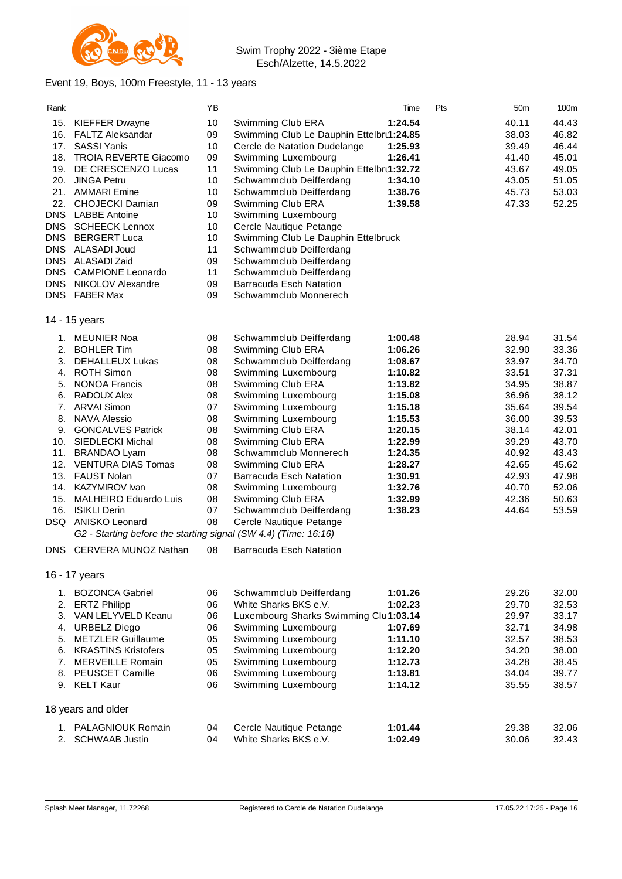Swim Trophy 2022 - 3ième Etape
Esch/Alzette, 14.5.2022

## Event 19, Boys, 100m Freestyle, 11 - 13 years

| Rank | | YB | | Time | Pts | 50m | 100m |
|---|---|---|---|---|---|---|---|
| 15. | KIEFFER Dwayne | 10 | Swimming Club ERA | **1:24.54** | | 40.11 | 44.43 |
| 16. | FALTZ Aleksandar | 09 | Swimming Club Le Dauphin Ettelbr | **1:24.85** | | 38.03 | 46.82 |
| 17. | SASSI Yanis | 10 | Cercle de Natation Dudelange | **1:25.93** | | 39.49 | 46.44 |
| 18. | TROIA REVERTE Giacomo | 09 | Swimming Luxembourg | **1:26.41** | | 41.40 | 45.01 |
| 19. | DE CRESCENZO Lucas | 11 | Swimming Club Le Dauphin Ettelbr | **1:32.72** | | 43.67 | 49.05 |
| 20. | JINGA Petru | 10 | Schwammclub Deifferdang | **1:34.10** | | 43.05 | 51.05 |
| 21. | AMMARI Emine | 10 | Schwammclub Deifferdang | **1:38.76** | | 45.73 | 53.03 |
| 22. | CHOJECKI Damian | 09 | Swimming Club ERA | **1:39.58** | | 47.33 | 52.25 |
| DNS | LABBE Antoine | 10 | Swimming Luxembourg | | | | |
| DNS | SCHEECK Lennox | 10 | Cercle Nautique Petange | | | | |
| DNS | BERGERT Luca | 10 | Swimming Club Le Dauphin Ettelbruck | | | | |
| DNS | ALASADI Joud | 11 | Schwammclub Deifferdang | | | | |
| DNS | ALASADI Zaid | 09 | Schwammclub Deifferdang | | | | |
| DNS | CAMPIONE Leonardo | 11 | Schwammclub Deifferdang | | | | |
| DNS | NIKOLOV Alexandre | 09 | Barracuda Esch Natation | | | | |
| DNS | FABER Max | 09 | Schwammclub Monnerech | | | | |

### 14 - 15 years

| Rank | | YB | | Time | Pts | 50m | 100m |
|---|---|---|---|---|---|---|---|
| 1. | MEUNIER Noa | 08 | Schwammclub Deifferdang | **1:00.48** | | 28.94 | 31.54 |
| 2. | BOHLER Tim | 08 | Swimming Club ERA | **1:06.26** | | 32.90 | 33.36 |
| 3. | DEHALLEUX Lukas | 08 | Schwammclub Deifferdang | **1:08.67** | | 33.97 | 34.70 |
| 4. | ROTH Simon | 08 | Swimming Luxembourg | **1:10.82** | | 33.51 | 37.31 |
| 5. | NONOA Francis | 08 | Swimming Club ERA | **1:13.82** | | 34.95 | 38.87 |
| 6. | RADOUX Alex | 08 | Swimming Luxembourg | **1:15.08** | | 36.96 | 38.12 |
| 7. | ARVAI Simon | 07 | Swimming Luxembourg | **1:15.18** | | 35.64 | 39.54 |
| 8. | NAVA Alessio | 08 | Swimming Luxembourg | **1:15.53** | | 36.00 | 39.53 |
| 9. | GONCALVES Patrick | 08 | Swimming Club ERA | **1:20.15** | | 38.14 | 42.01 |
| 10. | SIEDLECKI Michal | 08 | Swimming Club ERA | **1:22.99** | | 39.29 | 43.70 |
| 11. | BRANDAO Lyam | 08 | Schwammclub Monnerech | **1:24.35** | | 40.92 | 43.43 |
| 12. | VENTURA DIAS Tomas | 08 | Swimming Club ERA | **1:28.27** | | 42.65 | 45.62 |
| 13. | FAUST Nolan | 07 | Barracuda Esch Natation | **1:30.91** | | 42.93 | 47.98 |
| 14. | KAZYMIROV Ivan | 08 | Swimming Luxembourg | **1:32.76** | | 40.70 | 52.06 |
| 15. | MALHEIRO Eduardo Luis | 08 | Swimming Club ERA | **1:32.99** | | 42.36 | 50.63 |
| 16. | ISIKLI Derin | 07 | Schwammclub Deifferdang | **1:38.23** | | 44.64 | 53.59 |
| DSQ | ANISKO Leonard | 08 | Cercle Nautique Petange | | | | |
| | *G2 - Starting before the starting signal (SW 4.4) (Time: 16:16)* | | | | | | |
| DNS | CERVERA MUNOZ Nathan | 08 | Barracuda Esch Natation | | | | |

### 16 - 17 years

| Rank | | YB | | Time | Pts | 50m | 100m |
|---|---|---|---|---|---|---|---|
| 1. | BOZONCA Gabriel | 06 | Schwammclub Deifferdang | **1:01.26** | | 29.26 | 32.00 |
| 2. | ERTZ Philipp | 06 | White Sharks BKS e.V. | **1:02.23** | | 29.70 | 32.53 |
| 3. | VAN LELYVELD Keanu | 06 | Luxembourg Sharks Swimming Clu | **1:03.14** | | 29.97 | 33.17 |
| 4. | URBELZ Diego | 06 | Swimming Luxembourg | **1:07.69** | | 32.71 | 34.98 |
| 5. | METZLER Guillaume | 05 | Swimming Luxembourg | **1:11.10** | | 32.57 | 38.53 |
| 6. | KRASTINS Kristofers | 05 | Swimming Luxembourg | **1:12.20** | | 34.20 | 38.00 |
| 7. | MERVEILLE Romain | 05 | Swimming Luxembourg | **1:12.73** | | 34.28 | 38.45 |
| 8. | PEUSCET Camille | 06 | Swimming Luxembourg | **1:13.81** | | 34.04 | 39.77 |
| 9. | KELT Kaur | 06 | Swimming Luxembourg | **1:14.12** | | 35.55 | 38.57 |

### 18 years and older

| Rank | | YB | | Time | Pts | 50m | 100m |
|---|---|---|---|---|---|---|---|
| 1. | PALAGNIOUK Romain | 04 | Cercle Nautique Petange | **1:01.44** | | 29.38 | 32.06 |
| 2. | SCHWAAB Justin | 04 | White Sharks BKS e.V. | **1:02.49** | | 30.06 | 32.43 |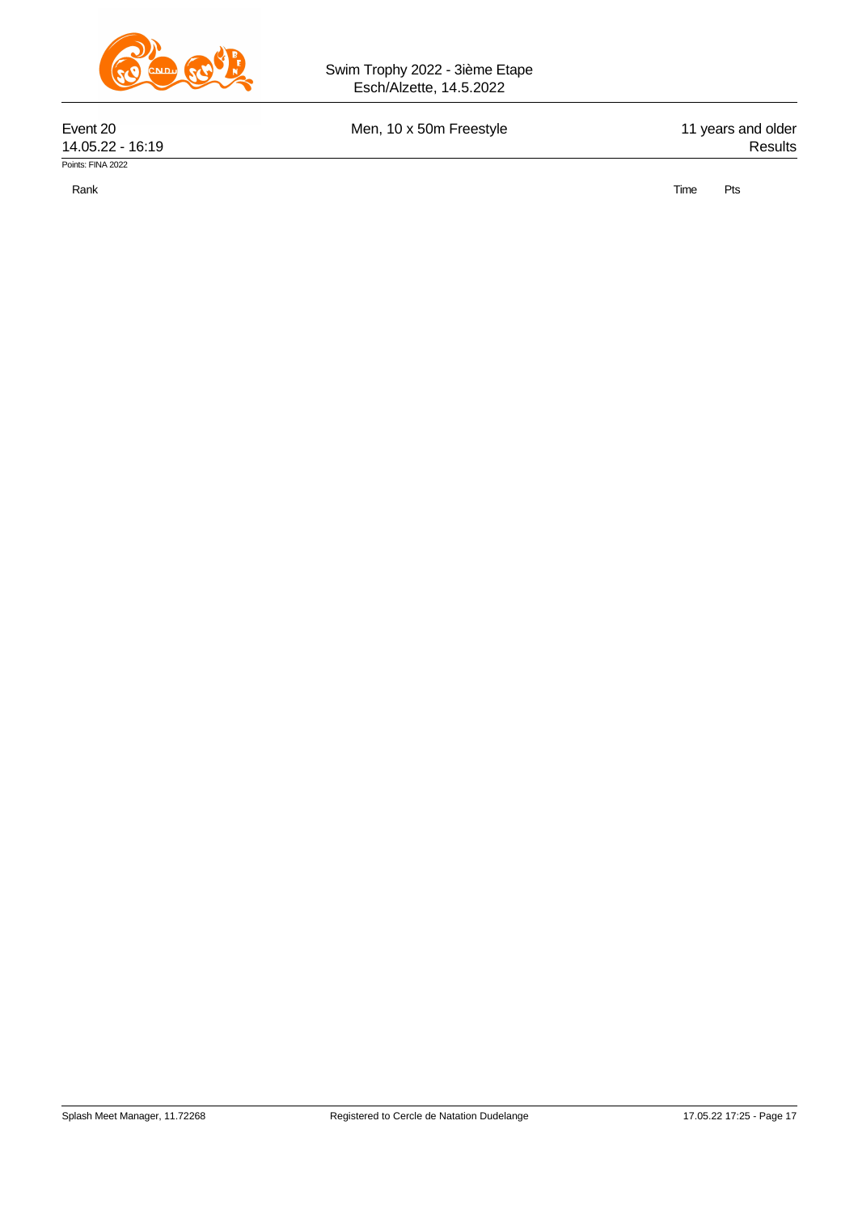Event 20
14.05.22 - 16:19

Men, 10 x 50m Freestyle

11 years and older
Results

Points: FINA 2022

| Rank | Time | Pts |
|---|---|---|